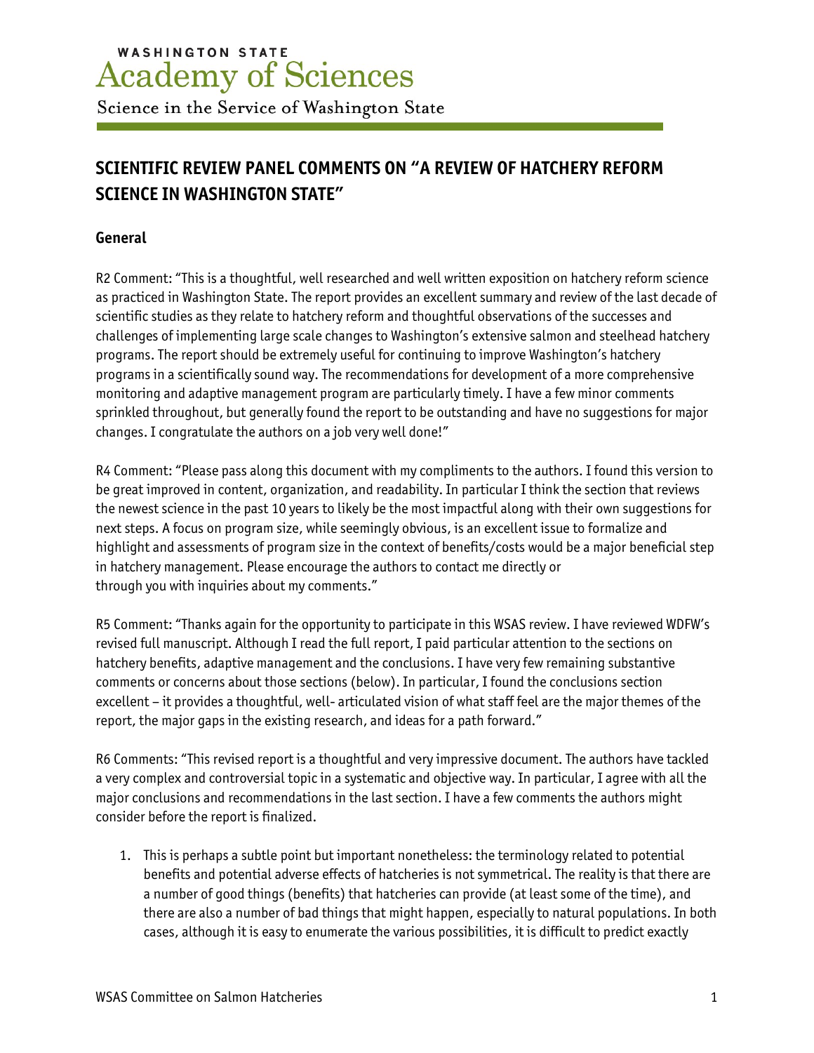WASHINGTON STATE
Academy of Sciences
Science in the Service of Washington State

# SCIENTIFIC REVIEW PANEL COMMENTS ON "A REVIEW OF HATCHERY REFORM SCIENCE IN WASHINGTON STATE"

## General

R2 Comment: "This is a thoughtful, well researched and well written exposition on hatchery reform science as practiced in Washington State. The report provides an excellent summary and review of the last decade of scientific studies as they relate to hatchery reform and thoughtful observations of the successes and challenges of implementing large scale changes to Washington's extensive salmon and steelhead hatchery programs. The report should be extremely useful for continuing to improve Washington's hatchery programs in a scientifically sound way. The recommendations for development of a more comprehensive monitoring and adaptive management program are particularly timely. I have a few minor comments sprinkled throughout, but generally found the report to be outstanding and have no suggestions for major changes. I congratulate the authors on a job very well done!"

R4 Comment: "Please pass along this document with my compliments to the authors. I found this version to be great improved in content, organization, and readability. In particular I think the section that reviews the newest science in the past 10 years to likely be the most impactful along with their own suggestions for next steps. A focus on program size, while seemingly obvious, is an excellent issue to formalize and highlight and assessments of program size in the context of benefits/costs would be a major beneficial step in hatchery management. Please encourage the authors to contact me directly or through you with inquiries about my comments."

R5 Comment: "Thanks again for the opportunity to participate in this WSAS review. I have reviewed WDFW's revised full manuscript. Although I read the full report, I paid particular attention to the sections on hatchery benefits, adaptive management and the conclusions. I have very few remaining substantive comments or concerns about those sections (below). In particular, I found the conclusions section excellent – it provides a thoughtful, well- articulated vision of what staff feel are the major themes of the report, the major gaps in the existing research, and ideas for a path forward."

R6 Comments: "This revised report is a thoughtful and very impressive document. The authors have tackled a very complex and controversial topic in a systematic and objective way. In particular, I agree with all the major conclusions and recommendations in the last section. I have a few comments the authors might consider before the report is finalized.

1. This is perhaps a subtle point but important nonetheless: the terminology related to potential benefits and potential adverse effects of hatcheries is not symmetrical. The reality is that there are a number of good things (benefits) that hatcheries can provide (at least some of the time), and there are also a number of bad things that might happen, especially to natural populations. In both cases, although it is easy to enumerate the various possibilities, it is difficult to predict exactly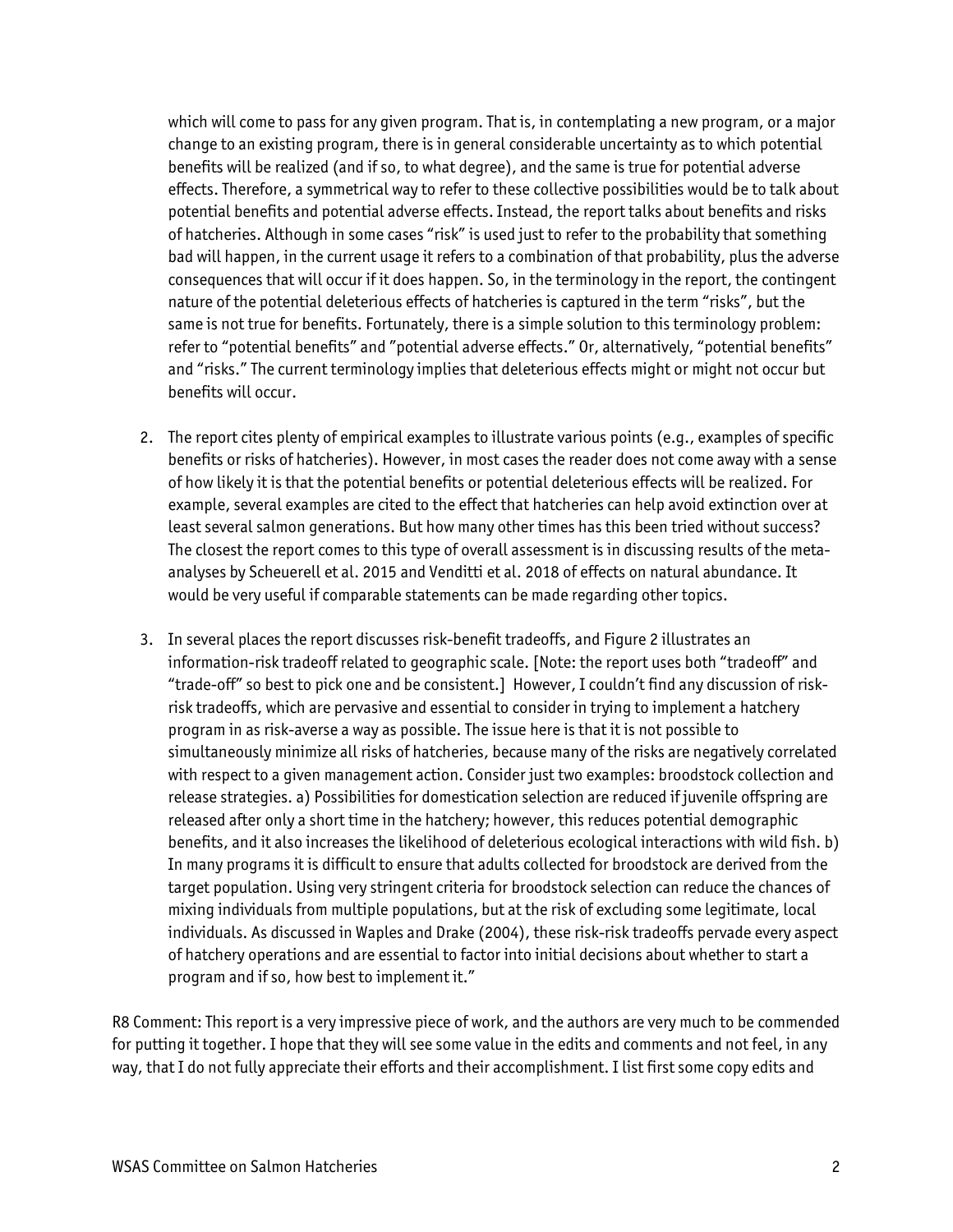which will come to pass for any given program. That is, in contemplating a new program, or a major change to an existing program, there is in general considerable uncertainty as to which potential benefits will be realized (and if so, to what degree), and the same is true for potential adverse effects. Therefore, a symmetrical way to refer to these collective possibilities would be to talk about potential benefits and potential adverse effects. Instead, the report talks about benefits and risks of hatcheries. Although in some cases "risk" is used just to refer to the probability that something bad will happen, in the current usage it refers to a combination of that probability, plus the adverse consequences that will occur if it does happen. So, in the terminology in the report, the contingent nature of the potential deleterious effects of hatcheries is captured in the term "risks", but the same is not true for benefits. Fortunately, there is a simple solution to this terminology problem: refer to "potential benefits" and "potential adverse effects." Or, alternatively, "potential benefits" and "risks." The current terminology implies that deleterious effects might or might not occur but benefits will occur.

2. The report cites plenty of empirical examples to illustrate various points (e.g., examples of specific benefits or risks of hatcheries). However, in most cases the reader does not come away with a sense of how likely it is that the potential benefits or potential deleterious effects will be realized. For example, several examples are cited to the effect that hatcheries can help avoid extinction over at least several salmon generations. But how many other times has this been tried without success? The closest the report comes to this type of overall assessment is in discussing results of the meta-analyses by Scheuerell et al. 2015 and Venditti et al. 2018 of effects on natural abundance. It would be very useful if comparable statements can be made regarding other topics.

3. In several places the report discusses risk-benefit tradeoffs, and Figure 2 illustrates an information-risk tradeoff related to geographic scale. [Note: the report uses both "tradeoff" and "trade-off" so best to pick one and be consistent.] However, I couldn't find any discussion of risk-risk tradeoffs, which are pervasive and essential to consider in trying to implement a hatchery program in as risk-averse a way as possible. The issue here is that it is not possible to simultaneously minimize all risks of hatcheries, because many of the risks are negatively correlated with respect to a given management action. Consider just two examples: broodstock collection and release strategies. a) Possibilities for domestication selection are reduced if juvenile offspring are released after only a short time in the hatchery; however, this reduces potential demographic benefits, and it also increases the likelihood of deleterious ecological interactions with wild fish. b) In many programs it is difficult to ensure that adults collected for broodstock are derived from the target population. Using very stringent criteria for broodstock selection can reduce the chances of mixing individuals from multiple populations, but at the risk of excluding some legitimate, local individuals. As discussed in Waples and Drake (2004), these risk-risk tradeoffs pervade every aspect of hatchery operations and are essential to factor into initial decisions about whether to start a program and if so, how best to implement it."

R8 Comment: This report is a very impressive piece of work, and the authors are very much to be commended for putting it together. I hope that they will see some value in the edits and comments and not feel, in any way, that I do not fully appreciate their efforts and their accomplishment. I list first some copy edits and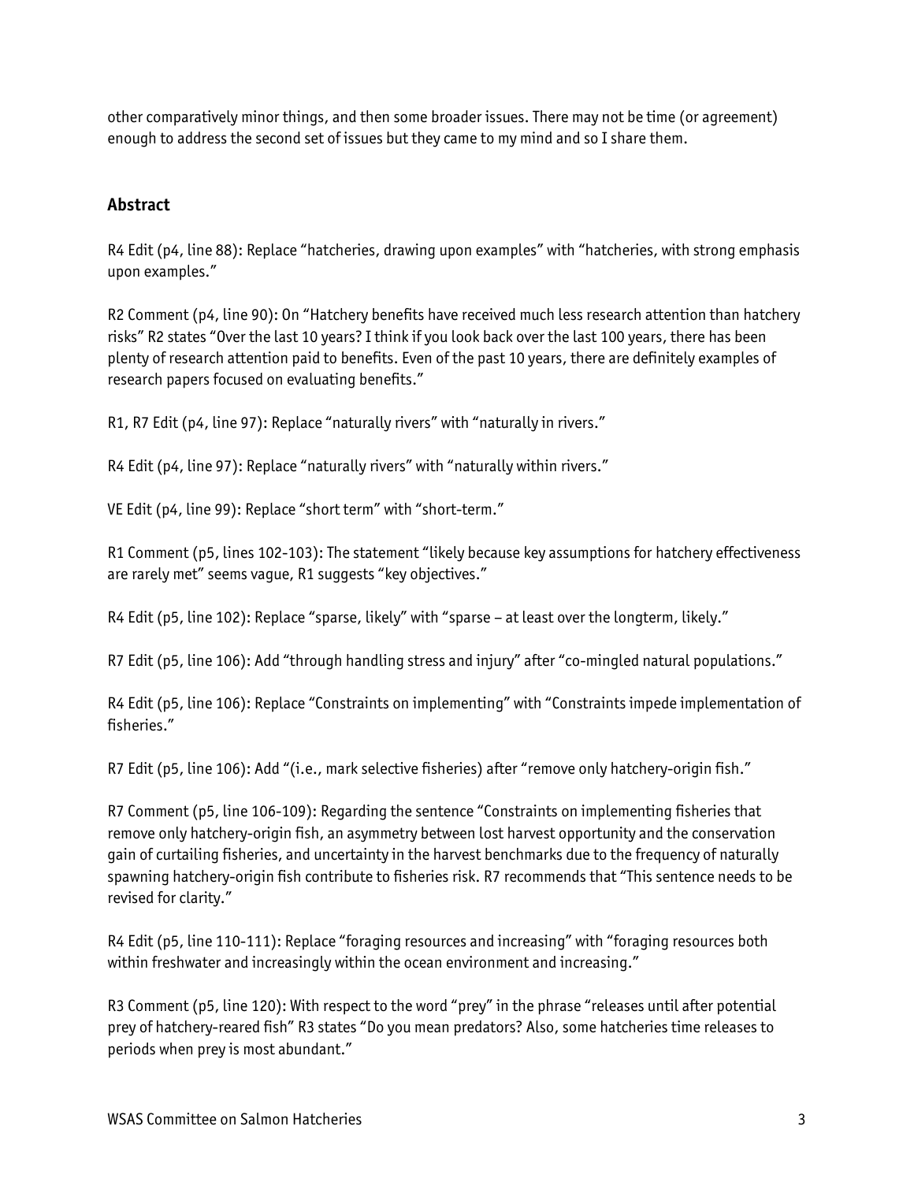other comparatively minor things, and then some broader issues. There may not be time (or agreement) enough to address the second set of issues but they came to my mind and so I share them.

### Abstract

R4 Edit (p4, line 88): Replace "hatcheries, drawing upon examples" with "hatcheries, with strong emphasis upon examples."

R2 Comment (p4, line 90): On "Hatchery benefits have received much less research attention than hatchery risks" R2 states "Over the last 10 years? I think if you look back over the last 100 years, there has been plenty of research attention paid to benefits. Even of the past 10 years, there are definitely examples of research papers focused on evaluating benefits."

R1, R7 Edit (p4, line 97): Replace "naturally rivers" with "naturally in rivers."

R4 Edit (p4, line 97): Replace "naturally rivers" with "naturally within rivers."

VE Edit (p4, line 99): Replace "short term" with "short-term."

R1 Comment (p5, lines 102-103): The statement "likely because key assumptions for hatchery effectiveness are rarely met" seems vague, R1 suggests "key objectives."

R4 Edit (p5, line 102): Replace "sparse, likely" with "sparse – at least over the longterm, likely."

R7 Edit (p5, line 106): Add "through handling stress and injury" after "co-mingled natural populations."

R4 Edit (p5, line 106): Replace "Constraints on implementing" with "Constraints impede implementation of fisheries."

R7 Edit (p5, line 106): Add "(i.e., mark selective fisheries) after "remove only hatchery-origin fish."

R7 Comment (p5, line 106-109): Regarding the sentence "Constraints on implementing fisheries that remove only hatchery-origin fish, an asymmetry between lost harvest opportunity and the conservation gain of curtailing fisheries, and uncertainty in the harvest benchmarks due to the frequency of naturally spawning hatchery-origin fish contribute to fisheries risk. R7 recommends that "This sentence needs to be revised for clarity."

R4 Edit (p5, line 110-111): Replace "foraging resources and increasing" with "foraging resources both within freshwater and increasingly within the ocean environment and increasing."

R3 Comment (p5, line 120): With respect to the word "prey" in the phrase "releases until after potential prey of hatchery-reared fish" R3 states "Do you mean predators? Also, some hatcheries time releases to periods when prey is most abundant."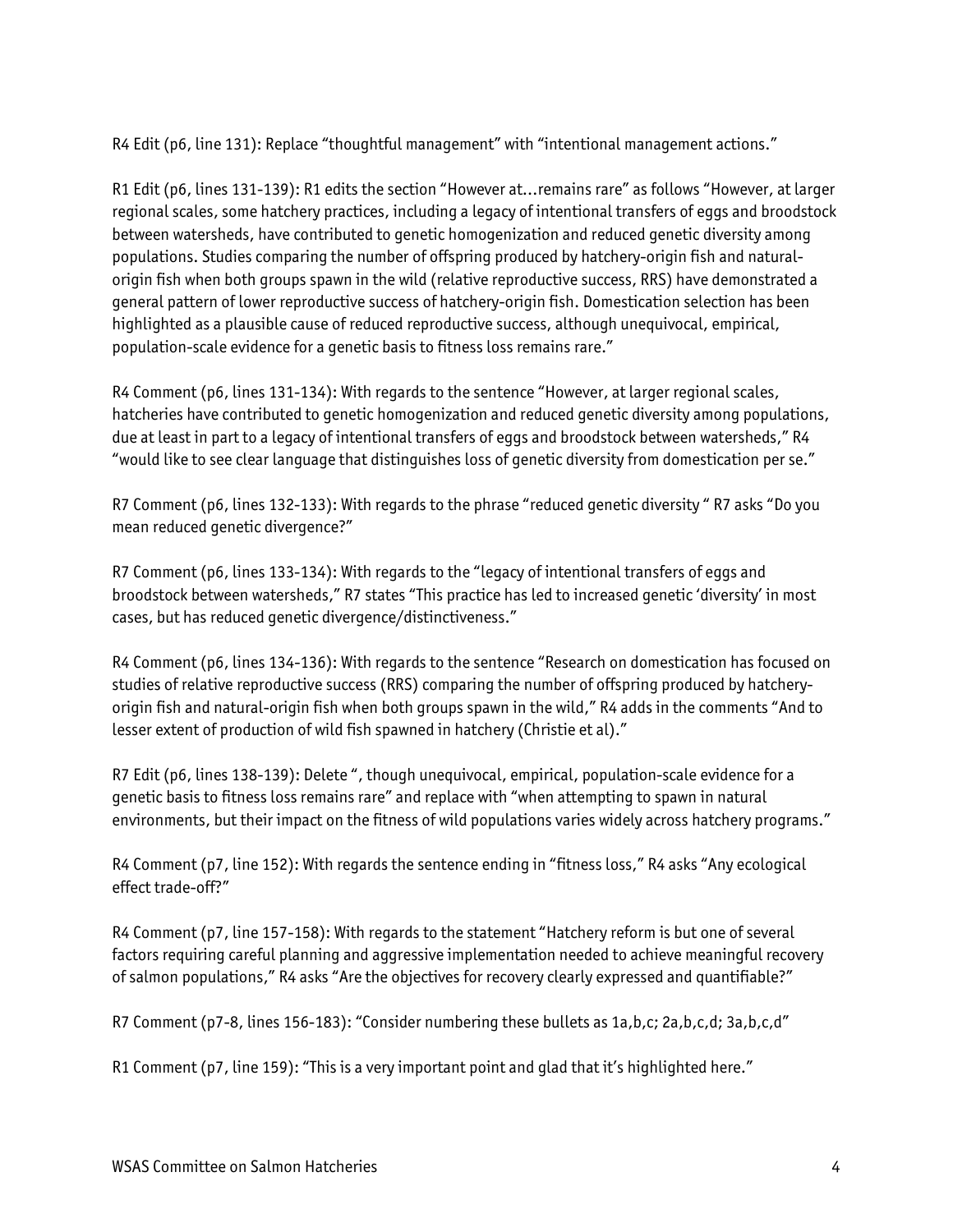R4 Edit (p6, line 131): Replace "thoughtful management" with "intentional management actions."

R1 Edit (p6, lines 131-139): R1 edits the section "However at…remains rare" as follows "However, at larger regional scales, some hatchery practices, including a legacy of intentional transfers of eggs and broodstock between watersheds, have contributed to genetic homogenization and reduced genetic diversity among populations. Studies comparing the number of offspring produced by hatchery-origin fish and natural-origin fish when both groups spawn in the wild (relative reproductive success, RRS) have demonstrated a general pattern of lower reproductive success of hatchery-origin fish. Domestication selection has been highlighted as a plausible cause of reduced reproductive success, although unequivocal, empirical, population-scale evidence for a genetic basis to fitness loss remains rare."

R4 Comment (p6, lines 131-134): With regards to the sentence "However, at larger regional scales, hatcheries have contributed to genetic homogenization and reduced genetic diversity among populations, due at least in part to a legacy of intentional transfers of eggs and broodstock between watersheds," R4 "would like to see clear language that distinguishes loss of genetic diversity from domestication per se."

R7 Comment (p6, lines 132-133): With regards to the phrase "reduced genetic diversity " R7 asks "Do you mean reduced genetic divergence?"

R7 Comment (p6, lines 133-134): With regards to the "legacy of intentional transfers of eggs and broodstock between watersheds," R7 states "This practice has led to increased genetic 'diversity' in most cases, but has reduced genetic divergence/distinctiveness."

R4 Comment (p6, lines 134-136): With regards to the sentence "Research on domestication has focused on studies of relative reproductive success (RRS) comparing the number of offspring produced by hatchery-origin fish and natural-origin fish when both groups spawn in the wild," R4 adds in the comments "And to lesser extent of production of wild fish spawned in hatchery (Christie et al)."

R7 Edit (p6, lines 138-139): Delete ", though unequivocal, empirical, population-scale evidence for a genetic basis to fitness loss remains rare" and replace with "when attempting to spawn in natural environments, but their impact on the fitness of wild populations varies widely across hatchery programs."

R4 Comment (p7, line 152): With regards the sentence ending in "fitness loss," R4 asks "Any ecological effect trade-off?"

R4 Comment (p7, line 157-158): With regards to the statement "Hatchery reform is but one of several factors requiring careful planning and aggressive implementation needed to achieve meaningful recovery of salmon populations," R4 asks "Are the objectives for recovery clearly expressed and quantifiable?"

R7 Comment (p7-8, lines 156-183): "Consider numbering these bullets as 1a,b,c; 2a,b,c,d; 3a,b,c,d"

R1 Comment (p7, line 159): "This is a very important point and glad that it's highlighted here."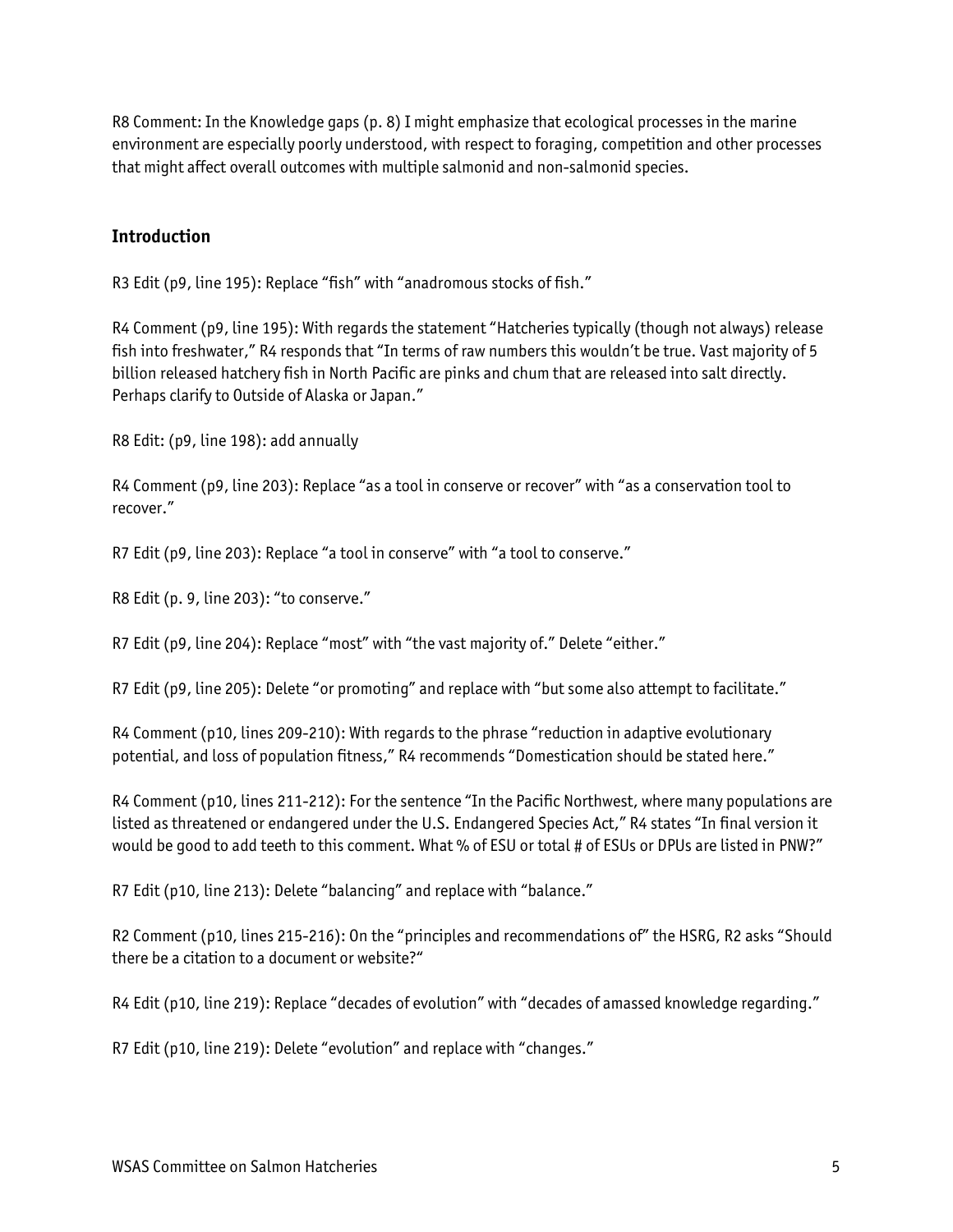R8 Comment: In the Knowledge gaps (p. 8) I might emphasize that ecological processes in the marine environment are especially poorly understood, with respect to foraging, competition and other processes that might affect overall outcomes with multiple salmonid and non-salmonid species.

## Introduction

R3 Edit (p9, line 195): Replace "fish" with "anadromous stocks of fish."

R4 Comment (p9, line 195): With regards the statement "Hatcheries typically (though not always) release fish into freshwater," R4 responds that "In terms of raw numbers this wouldn't be true. Vast majority of 5 billion released hatchery fish in North Pacific are pinks and chum that are released into salt directly. Perhaps clarify to Outside of Alaska or Japan."

R8 Edit: (p9, line 198): add annually

R4 Comment (p9, line 203): Replace "as a tool in conserve or recover" with "as a conservation tool to recover."

R7 Edit (p9, line 203): Replace "a tool in conserve" with "a tool to conserve."

R8 Edit (p. 9, line 203): "to conserve."

R7 Edit (p9, line 204): Replace "most" with "the vast majority of." Delete "either."

R7 Edit (p9, line 205): Delete "or promoting" and replace with "but some also attempt to facilitate."

R4 Comment (p10, lines 209-210): With regards to the phrase "reduction in adaptive evolutionary potential, and loss of population fitness," R4 recommends "Domestication should be stated here."

R4 Comment (p10, lines 211-212): For the sentence "In the Pacific Northwest, where many populations are listed as threatened or endangered under the U.S. Endangered Species Act," R4 states "In final version it would be good to add teeth to this comment. What % of ESU or total # of ESUs or DPUs are listed in PNW?"

R7 Edit (p10, line 213): Delete "balancing" and replace with "balance."

R2 Comment (p10, lines 215-216): On the "principles and recommendations of" the HSRG, R2 asks "Should there be a citation to a document or website?"

R4 Edit (p10, line 219): Replace "decades of evolution" with "decades of amassed knowledge regarding."

R7 Edit (p10, line 219): Delete "evolution" and replace with "changes."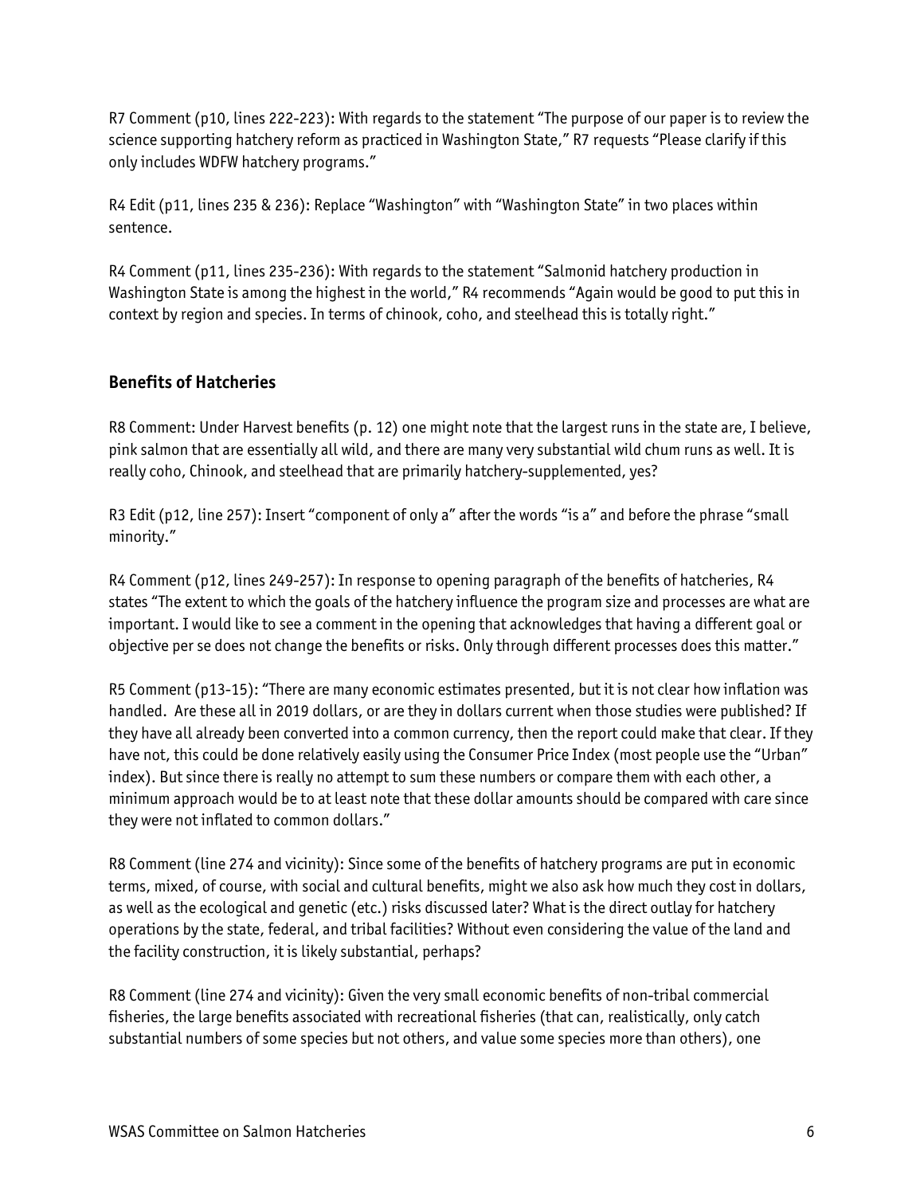R7 Comment (p10, lines 222-223): With regards to the statement "The purpose of our paper is to review the science supporting hatchery reform as practiced in Washington State," R7 requests "Please clarify if this only includes WDFW hatchery programs."

R4 Edit (p11, lines 235 & 236): Replace "Washington" with "Washington State" in two places within sentence.

R4 Comment (p11, lines 235-236): With regards to the statement "Salmonid hatchery production in Washington State is among the highest in the world," R4 recommends "Again would be good to put this in context by region and species. In terms of chinook, coho, and steelhead this is totally right."

## Benefits of Hatcheries

R8 Comment: Under Harvest benefits (p. 12) one might note that the largest runs in the state are, I believe, pink salmon that are essentially all wild, and there are many very substantial wild chum runs as well. It is really coho, Chinook, and steelhead that are primarily hatchery-supplemented, yes?

R3 Edit (p12, line 257): Insert "component of only a" after the words "is a" and before the phrase "small minority."

R4 Comment (p12, lines 249-257): In response to opening paragraph of the benefits of hatcheries, R4 states "The extent to which the goals of the hatchery influence the program size and processes are what are important. I would like to see a comment in the opening that acknowledges that having a different goal or objective per se does not change the benefits or risks. Only through different processes does this matter."

R5 Comment (p13-15): "There are many economic estimates presented, but it is not clear how inflation was handled. Are these all in 2019 dollars, or are they in dollars current when those studies were published? If they have all already been converted into a common currency, then the report could make that clear. If they have not, this could be done relatively easily using the Consumer Price Index (most people use the "Urban" index). But since there is really no attempt to sum these numbers or compare them with each other, a minimum approach would be to at least note that these dollar amounts should be compared with care since they were not inflated to common dollars."

R8 Comment (line 274 and vicinity): Since some of the benefits of hatchery programs are put in economic terms, mixed, of course, with social and cultural benefits, might we also ask how much they cost in dollars, as well as the ecological and genetic (etc.) risks discussed later? What is the direct outlay for hatchery operations by the state, federal, and tribal facilities? Without even considering the value of the land and the facility construction, it is likely substantial, perhaps?

R8 Comment (line 274 and vicinity): Given the very small economic benefits of non-tribal commercial fisheries, the large benefits associated with recreational fisheries (that can, realistically, only catch substantial numbers of some species but not others, and value some species more than others), one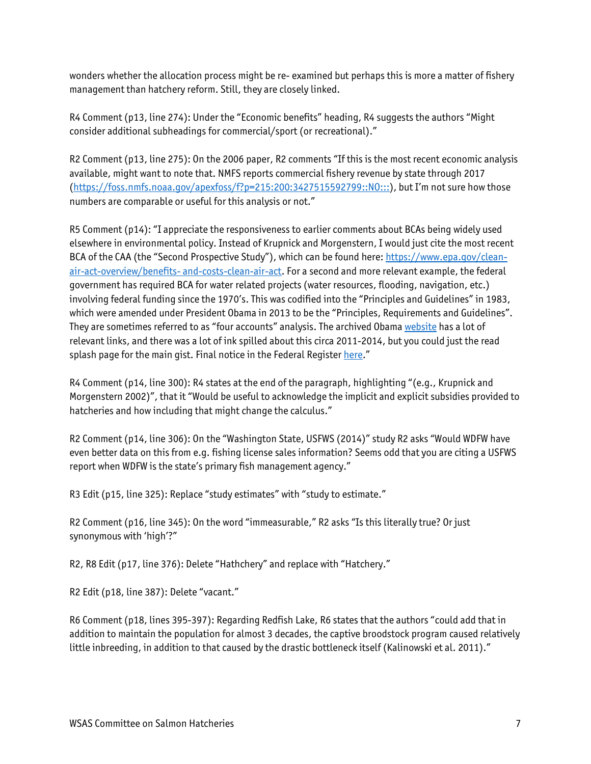wonders whether the allocation process might be re- examined but perhaps this is more a matter of fishery management than hatchery reform. Still, they are closely linked.

R4 Comment (p13, line 274): Under the "Economic benefits" heading, R4 suggests the authors "Might consider additional subheadings for commercial/sport (or recreational)."

R2 Comment (p13, line 275): On the 2006 paper, R2 comments "If this is the most recent economic analysis available, might want to note that. NMFS reports commercial fishery revenue by state through 2017 (https://foss.nmfs.noaa.gov/apexfoss/f?p=215:200:3427515592799::NO:::), but I'm not sure how those numbers are comparable or useful for this analysis or not."

R5 Comment (p14): "I appreciate the responsiveness to earlier comments about BCAs being widely used elsewhere in environmental policy. Instead of Krupnick and Morgenstern, I would just cite the most recent BCA of the CAA (the "Second Prospective Study"), which can be found here: https://www.epa.gov/clean-air-act-overview/benefits- and-costs-clean-air-act. For a second and more relevant example, the federal government has required BCA for water related projects (water resources, flooding, navigation, etc.) involving federal funding since the 1970's. This was codified into the "Principles and Guidelines" in 1983, which were amended under President Obama in 2013 to be the "Principles, Requirements and Guidelines". They are sometimes referred to as "four accounts" analysis. The archived Obama website has a lot of relevant links, and there was a lot of ink spilled about this circa 2011-2014, but you could just the read splash page for the main gist. Final notice in the Federal Register here."

R4 Comment (p14, line 300): R4 states at the end of the paragraph, highlighting "(e.g., Krupnick and Morgenstern 2002)", that it "Would be useful to acknowledge the implicit and explicit subsidies provided to hatcheries and how including that might change the calculus."

R2 Comment (p14, line 306): On the "Washington State, USFWS (2014)" study R2 asks "Would WDFW have even better data on this from e.g. fishing license sales information? Seems odd that you are citing a USFWS report when WDFW is the state's primary fish management agency."

R3 Edit (p15, line 325): Replace "study estimates" with "study to estimate."

R2 Comment (p16, line 345): On the word "immeasurable," R2 asks "Is this literally true? Or just synonymous with 'high'?"

R2, R8 Edit (p17, line 376): Delete "Hathchery" and replace with "Hatchery."

R2 Edit (p18, line 387): Delete "vacant."

R6 Comment (p18, lines 395-397): Regarding Redfish Lake, R6 states that the authors "could add that in addition to maintain the population for almost 3 decades, the captive broodstock program caused relatively little inbreeding, in addition to that caused by the drastic bottleneck itself (Kalinowski et al. 2011)."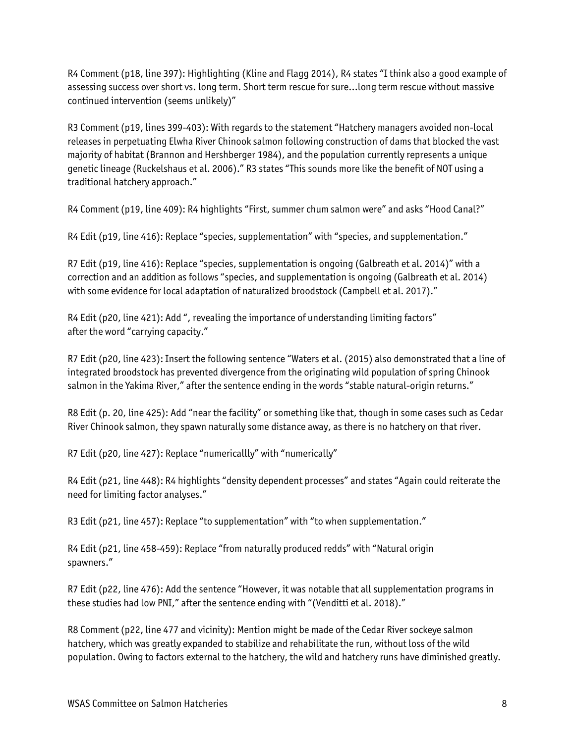R4 Comment (p18, line 397): Highlighting (Kline and Flagg 2014), R4 states "I think also a good example of assessing success over short vs. long term. Short term rescue for sure…long term rescue without massive continued intervention (seems unlikely)"

R3 Comment (p19, lines 399-403): With regards to the statement "Hatchery managers avoided non-local releases in perpetuating Elwha River Chinook salmon following construction of dams that blocked the vast majority of habitat (Brannon and Hershberger 1984), and the population currently represents a unique genetic lineage (Ruckelshaus et al. 2006)." R3 states "This sounds more like the benefit of NOT using a traditional hatchery approach."

R4 Comment (p19, line 409): R4 highlights "First, summer chum salmon were" and asks "Hood Canal?"

R4 Edit (p19, line 416): Replace "species, supplementation" with "species, and supplementation."

R7 Edit (p19, line 416): Replace "species, supplementation is ongoing (Galbreath et al. 2014)" with a correction and an addition as follows "species, and supplementation is ongoing (Galbreath et al. 2014) with some evidence for local adaptation of naturalized broodstock (Campbell et al. 2017)."

R4 Edit (p20, line 421): Add ", revealing the importance of understanding limiting factors" after the word "carrying capacity."

R7 Edit (p20, line 423): Insert the following sentence "Waters et al. (2015) also demonstrated that a line of integrated broodstock has prevented divergence from the originating wild population of spring Chinook salmon in the Yakima River," after the sentence ending in the words "stable natural-origin returns."

R8 Edit (p. 20, line 425): Add "near the facility" or something like that, though in some cases such as Cedar River Chinook salmon, they spawn naturally some distance away, as there is no hatchery on that river.

R7 Edit (p20, line 427): Replace "numericallly" with "numerically"

R4 Edit (p21, line 448): R4 highlights "density dependent processes" and states "Again could reiterate the need for limiting factor analyses."

R3 Edit (p21, line 457): Replace "to supplementation" with "to when supplementation."

R4 Edit (p21, line 458-459): Replace "from naturally produced redds" with "Natural origin spawners."

R7 Edit (p22, line 476): Add the sentence "However, it was notable that all supplementation programs in these studies had low PNI," after the sentence ending with "(Venditti et al. 2018)."

R8 Comment (p22, line 477 and vicinity): Mention might be made of the Cedar River sockeye salmon hatchery, which was greatly expanded to stabilize and rehabilitate the run, without loss of the wild population. Owing to factors external to the hatchery, the wild and hatchery runs have diminished greatly.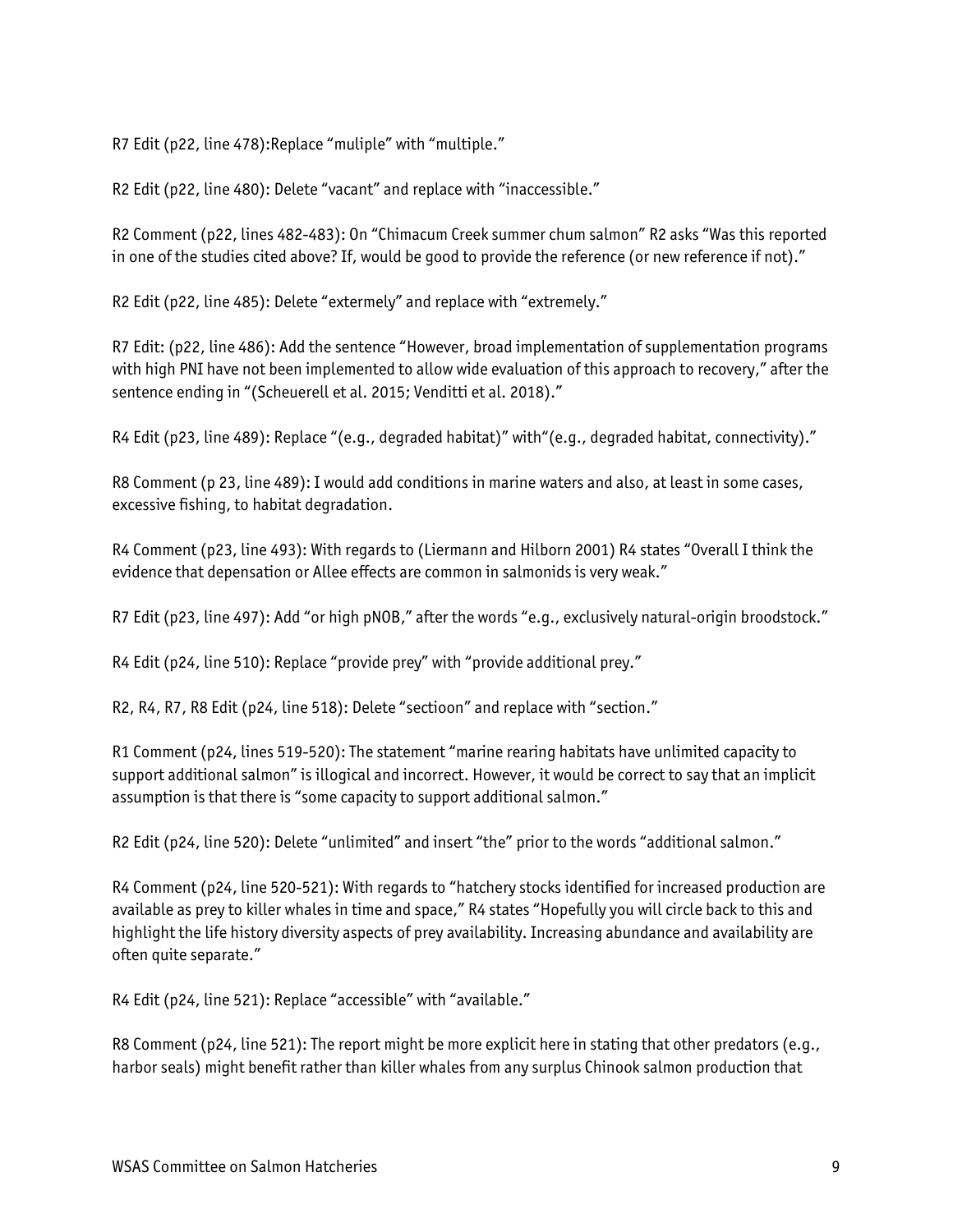R7 Edit (p22, line 478):Replace "muliple" with "multiple."

R2 Edit (p22, line 480): Delete "vacant" and replace with "inaccessible."

R2 Comment (p22, lines 482-483): On "Chimacum Creek summer chum salmon" R2 asks "Was this reported in one of the studies cited above? If, would be good to provide the reference (or new reference if not)."

R2 Edit (p22, line 485): Delete "extermely" and replace with "extremely."

R7 Edit: (p22, line 486): Add the sentence "However, broad implementation of supplementation programs with high PNI have not been implemented to allow wide evaluation of this approach to recovery," after the sentence ending in "(Scheuerell et al. 2015; Venditti et al. 2018)."

R4 Edit (p23, line 489): Replace "(e.g., degraded habitat)" with"(e.g., degraded habitat, connectivity)."

R8 Comment (p 23, line 489): I would add conditions in marine waters and also, at least in some cases, excessive fishing, to habitat degradation.

R4 Comment (p23, line 493): With regards to (Liermann and Hilborn 2001) R4 states "Overall I think the evidence that depensation or Allee effects are common in salmonids is very weak."

R7 Edit (p23, line 497): Add "or high pNOB," after the words "e.g., exclusively natural-origin broodstock."

R4 Edit (p24, line 510): Replace "provide prey" with "provide additional prey."

R2, R4, R7, R8 Edit (p24, line 518): Delete "sectioon" and replace with "section."

R1 Comment (p24, lines 519-520): The statement "marine rearing habitats have unlimited capacity to support additional salmon" is illogical and incorrect. However, it would be correct to say that an implicit assumption is that there is "some capacity to support additional salmon."

R2 Edit (p24, line 520): Delete "unlimited" and insert "the" prior to the words "additional salmon."

R4 Comment (p24, line 520-521): With regards to "hatchery stocks identified for increased production are available as prey to killer whales in time and space," R4 states "Hopefully you will circle back to this and highlight the life history diversity aspects of prey availability. Increasing abundance and availability are often quite separate."

R4 Edit (p24, line 521): Replace "accessible" with "available."

R8 Comment (p24, line 521): The report might be more explicit here in stating that other predators (e.g., harbor seals) might benefit rather than killer whales from any surplus Chinook salmon production that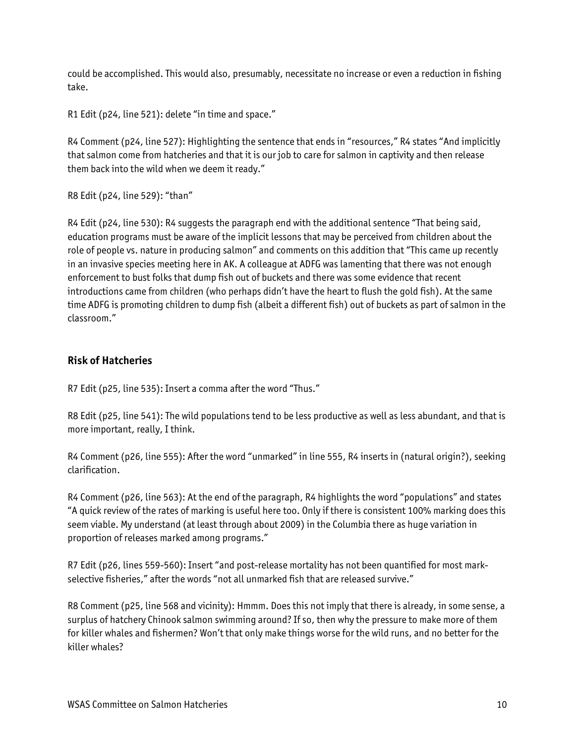could be accomplished. This would also, presumably, necessitate no increase or even a reduction in fishing take.

R1 Edit (p24, line 521): delete "in time and space."

R4 Comment (p24, line 527): Highlighting the sentence that ends in "resources," R4 states "And implicitly that salmon come from hatcheries and that it is our job to care for salmon in captivity and then release them back into the wild when we deem it ready."

R8 Edit (p24, line 529): "than"

R4 Edit (p24, line 530): R4 suggests the paragraph end with the additional sentence "That being said, education programs must be aware of the implicit lessons that may be perceived from children about the role of people vs. nature in producing salmon" and comments on this addition that "This came up recently in an invasive species meeting here in AK. A colleague at ADFG was lamenting that there was not enough enforcement to bust folks that dump fish out of buckets and there was some evidence that recent introductions came from children (who perhaps didn't have the heart to flush the gold fish). At the same time ADFG is promoting children to dump fish (albeit a different fish) out of buckets as part of salmon in the classroom."

### Risk of Hatcheries

R7 Edit (p25, line 535): Insert a comma after the word "Thus."

R8 Edit (p25, line 541): The wild populations tend to be less productive as well as less abundant, and that is more important, really, I think.

R4 Comment (p26, line 555): After the word "unmarked" in line 555, R4 inserts in (natural origin?), seeking clarification.

R4 Comment (p26, line 563): At the end of the paragraph, R4 highlights the word "populations" and states "A quick review of the rates of marking is useful here too. Only if there is consistent 100% marking does this seem viable. My understand (at least through about 2009) in the Columbia there as huge variation in proportion of releases marked among programs."

R7 Edit (p26, lines 559-560): Insert "and post-release mortality has not been quantified for most mark-selective fisheries," after the words "not all unmarked fish that are released survive."

R8 Comment (p25, line 568 and vicinity): Hmmm. Does this not imply that there is already, in some sense, a surplus of hatchery Chinook salmon swimming around? If so, then why the pressure to make more of them for killer whales and fishermen? Won't that only make things worse for the wild runs, and no better for the killer whales?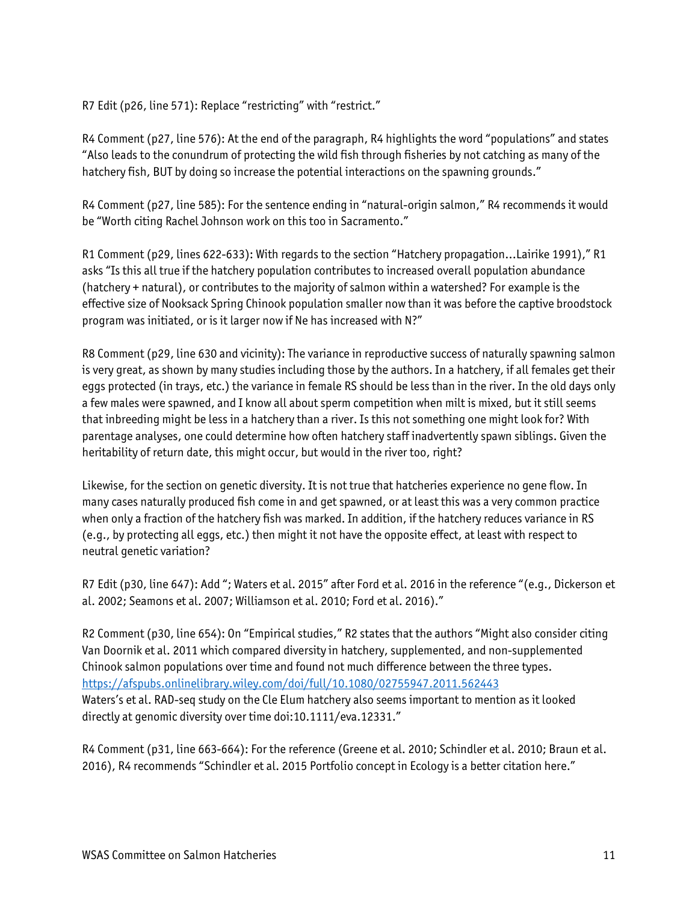R7 Edit (p26, line 571): Replace “restricting” with “restrict.”

R4 Comment (p27, line 576): At the end of the paragraph, R4 highlights the word “populations” and states “Also leads to the conundrum of protecting the wild fish through fisheries by not catching as many of the hatchery fish, BUT by doing so increase the potential interactions on the spawning grounds.”

R4 Comment (p27, line 585): For the sentence ending in “natural-origin salmon,” R4 recommends it would be “Worth citing Rachel Johnson work on this too in Sacramento.”

R1 Comment (p29, lines 622-633): With regards to the section “Hatchery propagation…Lairike 1991),” R1 asks “Is this all true if the hatchery population contributes to increased overall population abundance (hatchery + natural), or contributes to the majority of salmon within a watershed? For example is the effective size of Nooksack Spring Chinook population smaller now than it was before the captive broodstock program was initiated, or is it larger now if Ne has increased with N?”

R8 Comment (p29, line 630 and vicinity): The variance in reproductive success of naturally spawning salmon is very great, as shown by many studies including those by the authors. In a hatchery, if all females get their eggs protected (in trays, etc.) the variance in female RS should be less than in the river. In the old days only a few males were spawned, and I know all about sperm competition when milt is mixed, but it still seems that inbreeding might be less in a hatchery than a river. Is this not something one might look for? With parentage analyses, one could determine how often hatchery staff inadvertently spawn siblings. Given the heritability of return date, this might occur, but would in the river too, right?

Likewise, for the section on genetic diversity. It is not true that hatcheries experience no gene flow. In many cases naturally produced fish come in and get spawned, or at least this was a very common practice when only a fraction of the hatchery fish was marked. In addition, if the hatchery reduces variance in RS (e.g., by protecting all eggs, etc.) then might it not have the opposite effect, at least with respect to neutral genetic variation?

R7 Edit (p30, line 647): Add “; Waters et al. 2015” after Ford et al. 2016 in the reference “(e.g., Dickerson et al. 2002; Seamons et al. 2007; Williamson et al. 2010; Ford et al. 2016).”

R2 Comment (p30, line 654): On “Empirical studies,” R2 states that the authors “Might also consider citing Van Doornik et al. 2011 which compared diversity in hatchery, supplemented, and non-supplemented Chinook salmon populations over time and found not much difference between the three types. https://afspubs.onlinelibrary.wiley.com/doi/full/10.1080/02755947.2011.562443
Waters's et al. RAD-seq study on the Cle Elum hatchery also seems important to mention as it looked directly at genomic diversity over time doi:10.1111/eva.12331.”

R4 Comment (p31, line 663-664): For the reference (Greene et al. 2010; Schindler et al. 2010; Braun et al. 2016), R4 recommends “Schindler et al. 2015 Portfolio concept in Ecology is a better citation here.”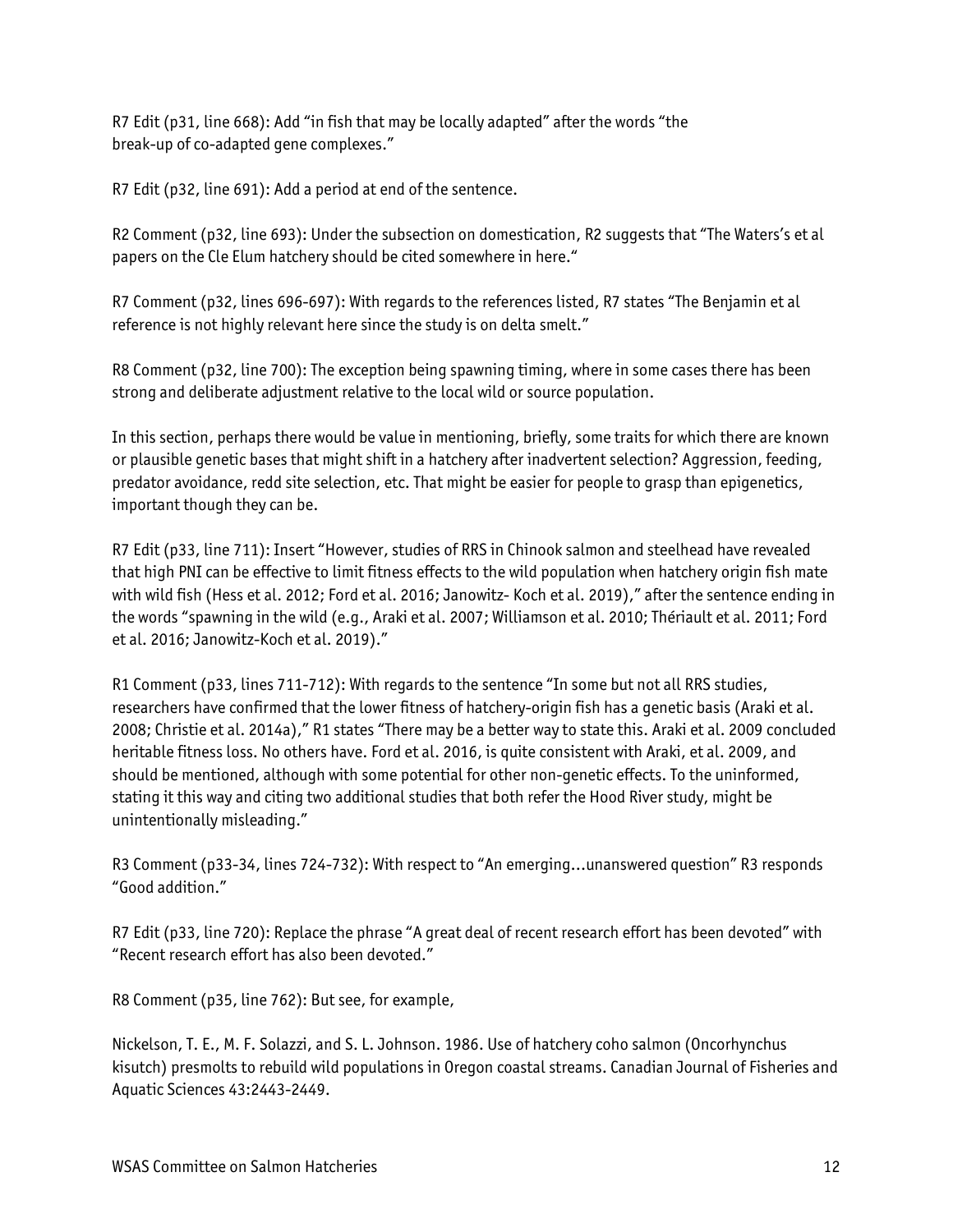R7 Edit (p31, line 668): Add "in fish that may be locally adapted" after the words "the break-up of co-adapted gene complexes."

R7 Edit (p32, line 691): Add a period at end of the sentence.

R2 Comment (p32, line 693): Under the subsection on domestication, R2 suggests that "The Waters's et al papers on the Cle Elum hatchery should be cited somewhere in here."

R7 Comment (p32, lines 696-697): With regards to the references listed, R7 states "The Benjamin et al reference is not highly relevant here since the study is on delta smelt."

R8 Comment (p32, line 700): The exception being spawning timing, where in some cases there has been strong and deliberate adjustment relative to the local wild or source population.

In this section, perhaps there would be value in mentioning, briefly, some traits for which there are known or plausible genetic bases that might shift in a hatchery after inadvertent selection? Aggression, feeding, predator avoidance, redd site selection, etc. That might be easier for people to grasp than epigenetics, important though they can be.

R7 Edit (p33, line 711): Insert "However, studies of RRS in Chinook salmon and steelhead have revealed that high PNI can be effective to limit fitness effects to the wild population when hatchery origin fish mate with wild fish (Hess et al. 2012; Ford et al. 2016; Janowitz- Koch et al. 2019)," after the sentence ending in the words "spawning in the wild (e.g., Araki et al. 2007; Williamson et al. 2010; Thériault et al. 2011; Ford et al. 2016; Janowitz-Koch et al. 2019)."

R1 Comment (p33, lines 711-712): With regards to the sentence "In some but not all RRS studies, researchers have confirmed that the lower fitness of hatchery-origin fish has a genetic basis (Araki et al. 2008; Christie et al. 2014a)," R1 states "There may be a better way to state this. Araki et al. 2009 concluded heritable fitness loss. No others have. Ford et al. 2016, is quite consistent with Araki, et al. 2009, and should be mentioned, although with some potential for other non-genetic effects. To the uninformed, stating it this way and citing two additional studies that both refer the Hood River study, might be unintentionally misleading."

R3 Comment (p33-34, lines 724-732): With respect to "An emerging…unanswered question" R3 responds "Good addition."

R7 Edit (p33, line 720): Replace the phrase "A great deal of recent research effort has been devoted" with "Recent research effort has also been devoted."

R8 Comment (p35, line 762): But see, for example,

Nickelson, T. E., M. F. Solazzi, and S. L. Johnson. 1986. Use of hatchery coho salmon (Oncorhynchus kisutch) presmolts to rebuild wild populations in Oregon coastal streams. Canadian Journal of Fisheries and Aquatic Sciences 43:2443-2449.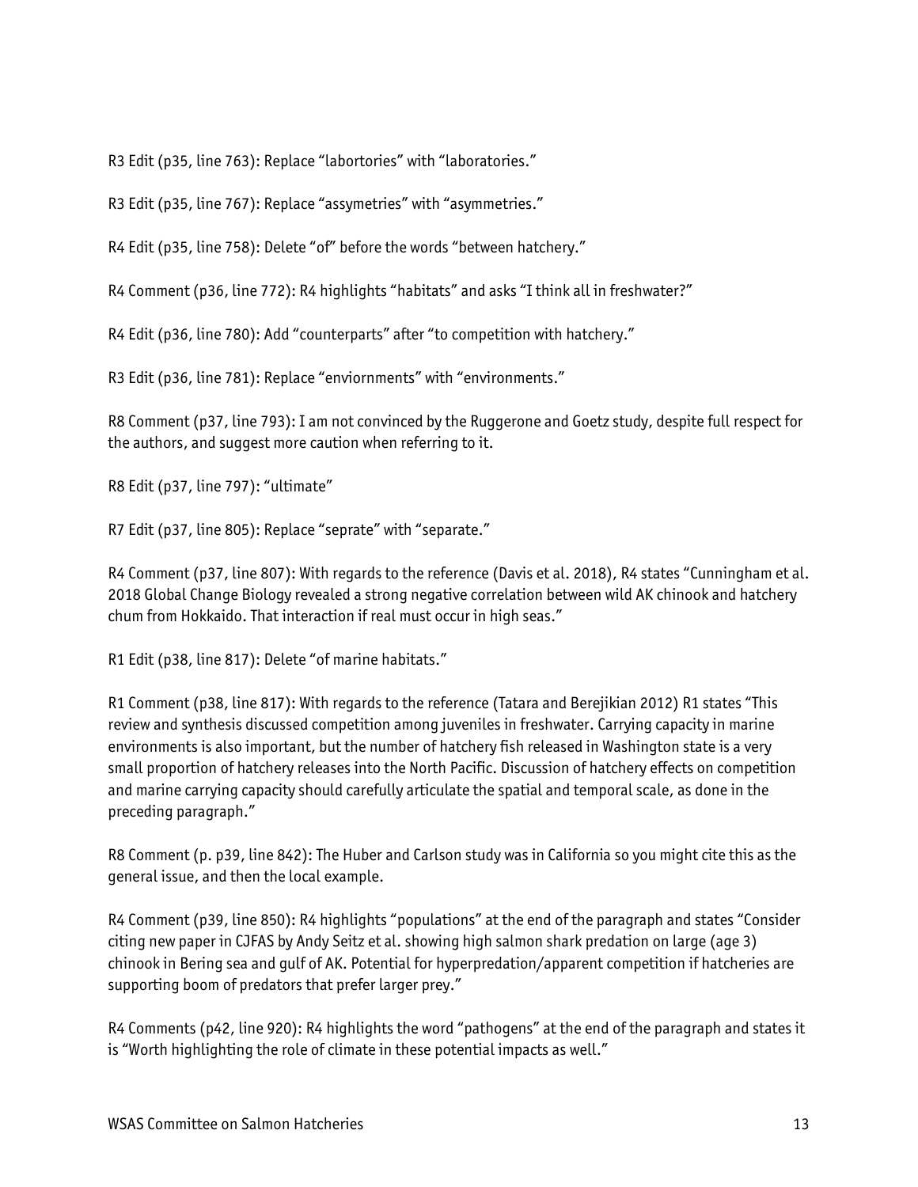R3 Edit (p35, line 763): Replace “labortories” with “laboratories.”

R3 Edit (p35, line 767): Replace “assymetries” with “asymmetries.”

R4 Edit (p35, line 758): Delete “of” before the words “between hatchery.”

R4 Comment (p36, line 772): R4 highlights “habitats” and asks “I think all in freshwater?”

R4 Edit (p36, line 780): Add “counterparts” after “to competition with hatchery.”

R3 Edit (p36, line 781): Replace “enviornments” with “environments.”

R8 Comment (p37, line 793): I am not convinced by the Ruggerone and Goetz study, despite full respect for the authors, and suggest more caution when referring to it.

R8 Edit (p37, line 797): “ultimate”

R7 Edit (p37, line 805): Replace “seprate” with “separate.”

R4 Comment (p37, line 807): With regards to the reference (Davis et al. 2018), R4 states “Cunningham et al. 2018 Global Change Biology revealed a strong negative correlation between wild AK chinook and hatchery chum from Hokkaido. That interaction if real must occur in high seas.”

R1 Edit (p38, line 817): Delete “of marine habitats.”

R1 Comment (p38, line 817): With regards to the reference (Tatara and Berejikian 2012) R1 states “This review and synthesis discussed competition among juveniles in freshwater. Carrying capacity in marine environments is also important, but the number of hatchery fish released in Washington state is a very small proportion of hatchery releases into the North Pacific. Discussion of hatchery effects on competition and marine carrying capacity should carefully articulate the spatial and temporal scale, as done in the preceding paragraph.”

R8 Comment (p. p39, line 842): The Huber and Carlson study was in California so you might cite this as the general issue, and then the local example.

R4 Comment (p39, line 850): R4 highlights “populations” at the end of the paragraph and states “Consider citing new paper in CJFAS by Andy Seitz et al. showing high salmon shark predation on large (age 3) chinook in Bering sea and gulf of AK. Potential for hyperpredation/apparent competition if hatcheries are supporting boom of predators that prefer larger prey.”

R4 Comments (p42, line 920): R4 highlights the word “pathogens” at the end of the paragraph and states it is “Worth highlighting the role of climate in these potential impacts as well.”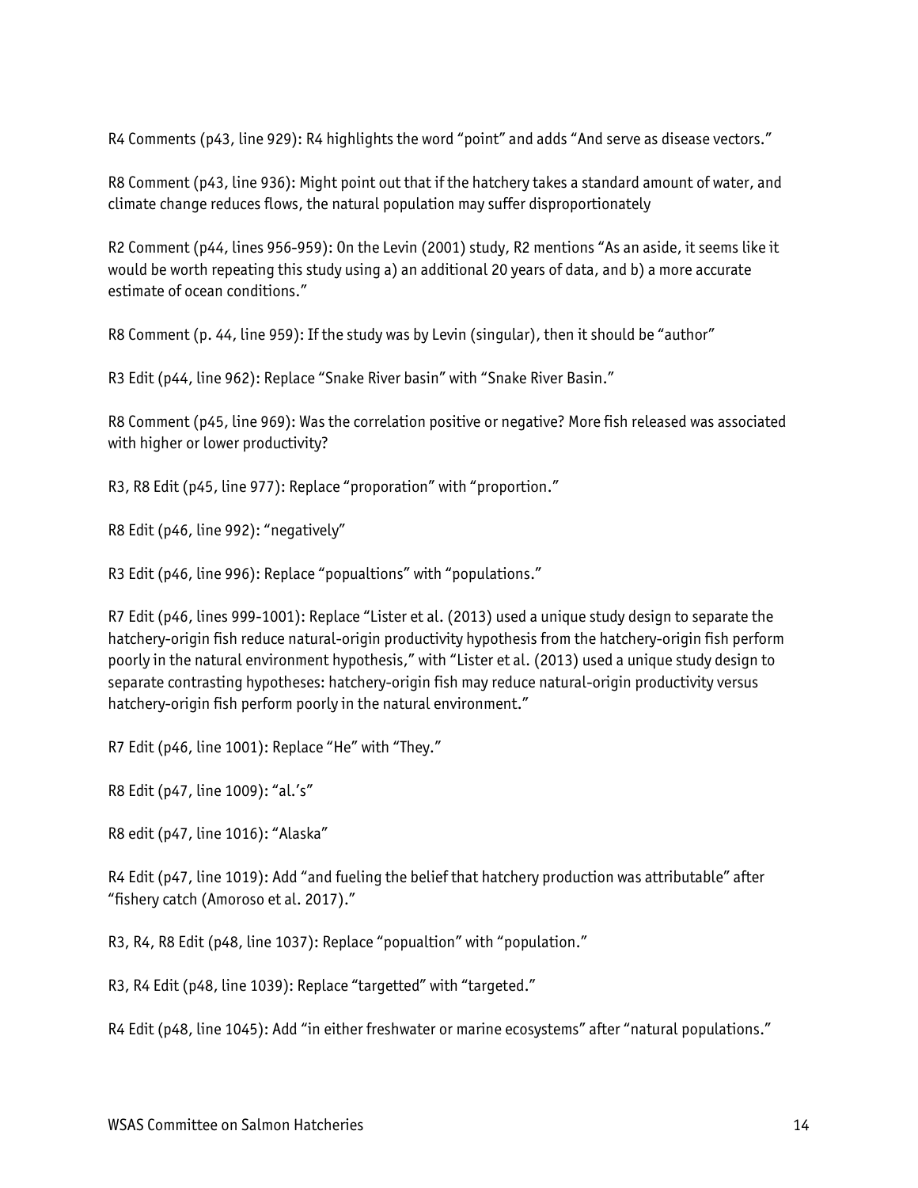R4 Comments (p43, line 929): R4 highlights the word "point" and adds "And serve as disease vectors."

R8 Comment (p43, line 936): Might point out that if the hatchery takes a standard amount of water, and climate change reduces flows, the natural population may suffer disproportionately

R2 Comment (p44, lines 956-959): On the Levin (2001) study, R2 mentions "As an aside, it seems like it would be worth repeating this study using a) an additional 20 years of data, and b) a more accurate estimate of ocean conditions."

R8 Comment (p. 44, line 959): If the study was by Levin (singular), then it should be "author"

R3 Edit (p44, line 962): Replace "Snake River basin" with "Snake River Basin."

R8 Comment (p45, line 969): Was the correlation positive or negative? More fish released was associated with higher or lower productivity?

R3, R8 Edit (p45, line 977): Replace "proporation" with "proportion."

R8 Edit (p46, line 992): "negatively"

R3 Edit (p46, line 996): Replace "popualtions" with "populations."

R7 Edit (p46, lines 999-1001): Replace "Lister et al. (2013) used a unique study design to separate the hatchery-origin fish reduce natural-origin productivity hypothesis from the hatchery-origin fish perform poorly in the natural environment hypothesis," with "Lister et al. (2013) used a unique study design to separate contrasting hypotheses: hatchery-origin fish may reduce natural-origin productivity versus hatchery-origin fish perform poorly in the natural environment."

R7 Edit (p46, line 1001): Replace "He" with "They."

R8 Edit (p47, line 1009): "al.'s"

R8 edit (p47, line 1016): "Alaska"

R4 Edit (p47, line 1019): Add "and fueling the belief that hatchery production was attributable" after "fishery catch (Amoroso et al. 2017)."

R3, R4, R8 Edit (p48, line 1037): Replace "popualtion" with "population."

R3, R4 Edit (p48, line 1039): Replace "targetted" with "targeted."

R4 Edit (p48, line 1045): Add "in either freshwater or marine ecosystems" after "natural populations."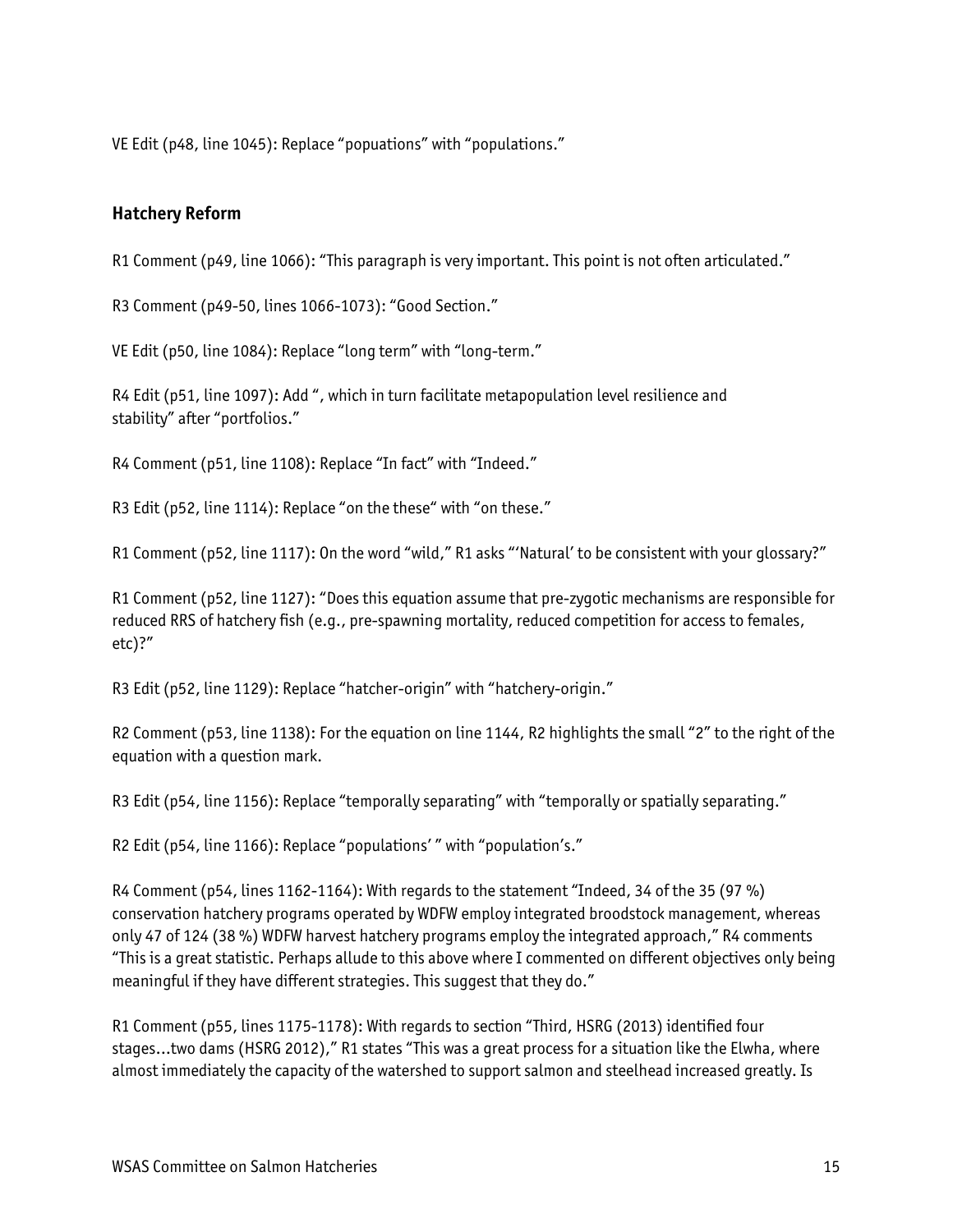VE Edit (p48, line 1045): Replace "popuations" with "populations."

### Hatchery Reform

R1 Comment (p49, line 1066): "This paragraph is very important. This point is not often articulated."

R3 Comment (p49-50, lines 1066-1073): "Good Section."

VE Edit (p50, line 1084): Replace "long term" with "long-term."

R4 Edit (p51, line 1097): Add ", which in turn facilitate metapopulation level resilience and stability" after "portfolios."

R4 Comment (p51, line 1108): Replace "In fact" with "Indeed."

R3 Edit (p52, line 1114): Replace "on the these" with "on these."

R1 Comment (p52, line 1117): On the word "wild," R1 asks "'Natural' to be consistent with your glossary?"

R1 Comment (p52, line 1127): "Does this equation assume that pre-zygotic mechanisms are responsible for reduced RRS of hatchery fish (e.g., pre-spawning mortality, reduced competition for access to females, etc)?"

R3 Edit (p52, line 1129): Replace "hatcher-origin" with "hatchery-origin."

R2 Comment (p53, line 1138): For the equation on line 1144, R2 highlights the small "2" to the right of the equation with a question mark.

R3 Edit (p54, line 1156): Replace "temporally separating" with "temporally or spatially separating."

R2 Edit (p54, line 1166): Replace "populations' " with "population's."

R4 Comment (p54, lines 1162-1164): With regards to the statement "Indeed, 34 of the 35 (97 %) conservation hatchery programs operated by WDFW employ integrated broodstock management, whereas only 47 of 124 (38 %) WDFW harvest hatchery programs employ the integrated approach," R4 comments "This is a great statistic. Perhaps allude to this above where I commented on different objectives only being meaningful if they have different strategies. This suggest that they do."

R1 Comment (p55, lines 1175-1178): With regards to section "Third, HSRG (2013) identified four stages…two dams (HSRG 2012)," R1 states "This was a great process for a situation like the Elwha, where almost immediately the capacity of the watershed to support salmon and steelhead increased greatly. Is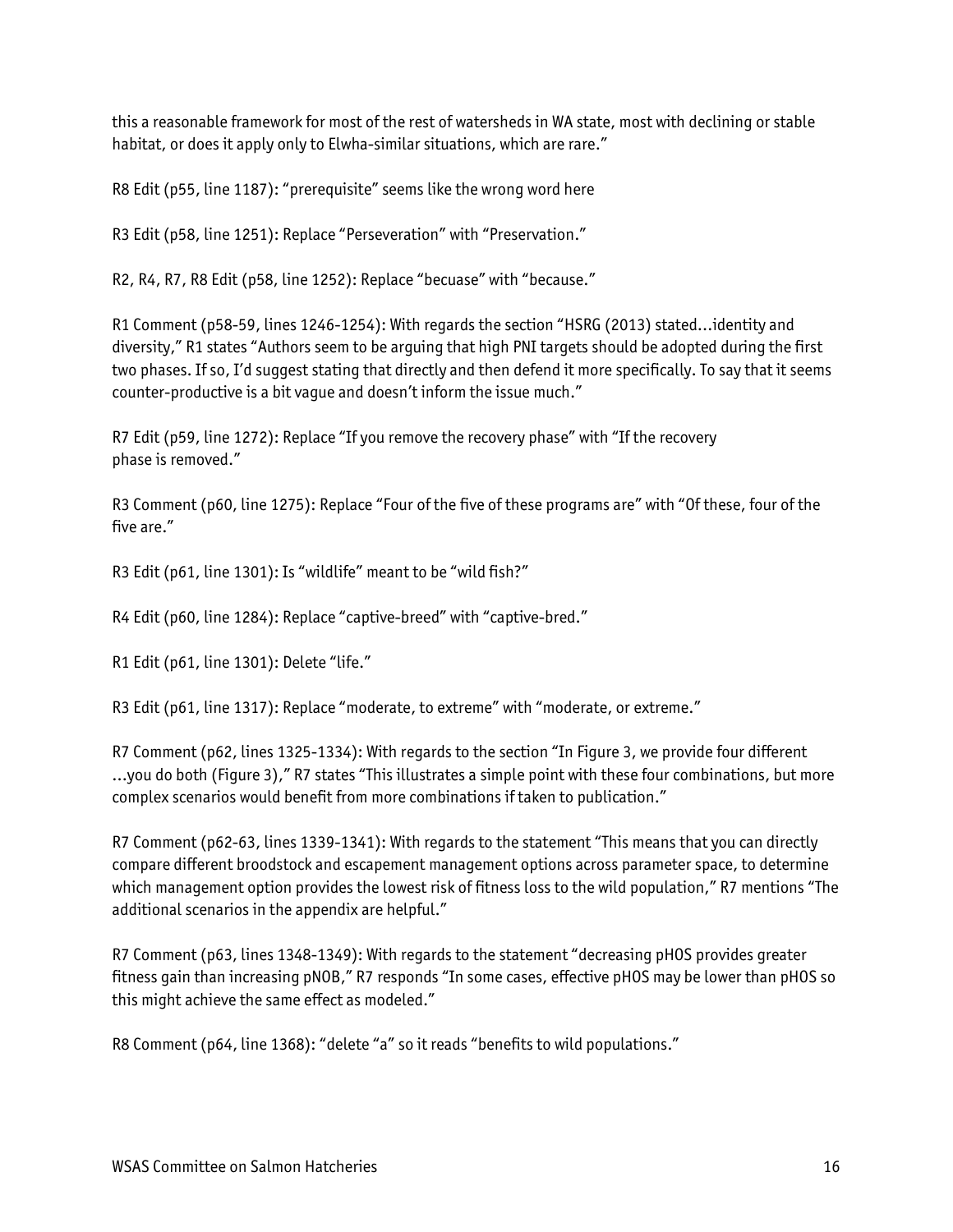this a reasonable framework for most of the rest of watersheds in WA state, most with declining or stable habitat, or does it apply only to Elwha-similar situations, which are rare."

R8 Edit (p55, line 1187): "prerequisite" seems like the wrong word here

R3 Edit (p58, line 1251): Replace "Perseveration" with "Preservation."

R2, R4, R7, R8 Edit (p58, line 1252): Replace "becuase" with "because."

R1 Comment (p58-59, lines 1246-1254): With regards the section "HSRG (2013) stated…identity and diversity," R1 states "Authors seem to be arguing that high PNI targets should be adopted during the first two phases. If so, I'd suggest stating that directly and then defend it more specifically. To say that it seems counter-productive is a bit vague and doesn't inform the issue much."

R7 Edit (p59, line 1272): Replace "If you remove the recovery phase" with "If the recovery phase is removed."

R3 Comment (p60, line 1275): Replace "Four of the five of these programs are" with "Of these, four of the five are."

R3 Edit (p61, line 1301): Is "wildlife" meant to be "wild fish?"

R4 Edit (p60, line 1284): Replace "captive-breed" with "captive-bred."

R1 Edit (p61, line 1301): Delete "life."

R3 Edit (p61, line 1317): Replace "moderate, to extreme" with "moderate, or extreme."

R7 Comment (p62, lines 1325-1334): With regards to the section "In Figure 3, we provide four different …you do both (Figure 3)," R7 states "This illustrates a simple point with these four combinations, but more complex scenarios would benefit from more combinations if taken to publication."

R7 Comment (p62-63, lines 1339-1341): With regards to the statement "This means that you can directly compare different broodstock and escapement management options across parameter space, to determine which management option provides the lowest risk of fitness loss to the wild population," R7 mentions "The additional scenarios in the appendix are helpful."

R7 Comment (p63, lines 1348-1349): With regards to the statement "decreasing pHOS provides greater fitness gain than increasing pNOB," R7 responds "In some cases, effective pHOS may be lower than pHOS so this might achieve the same effect as modeled."

R8 Comment (p64, line 1368): "delete "a" so it reads "benefits to wild populations."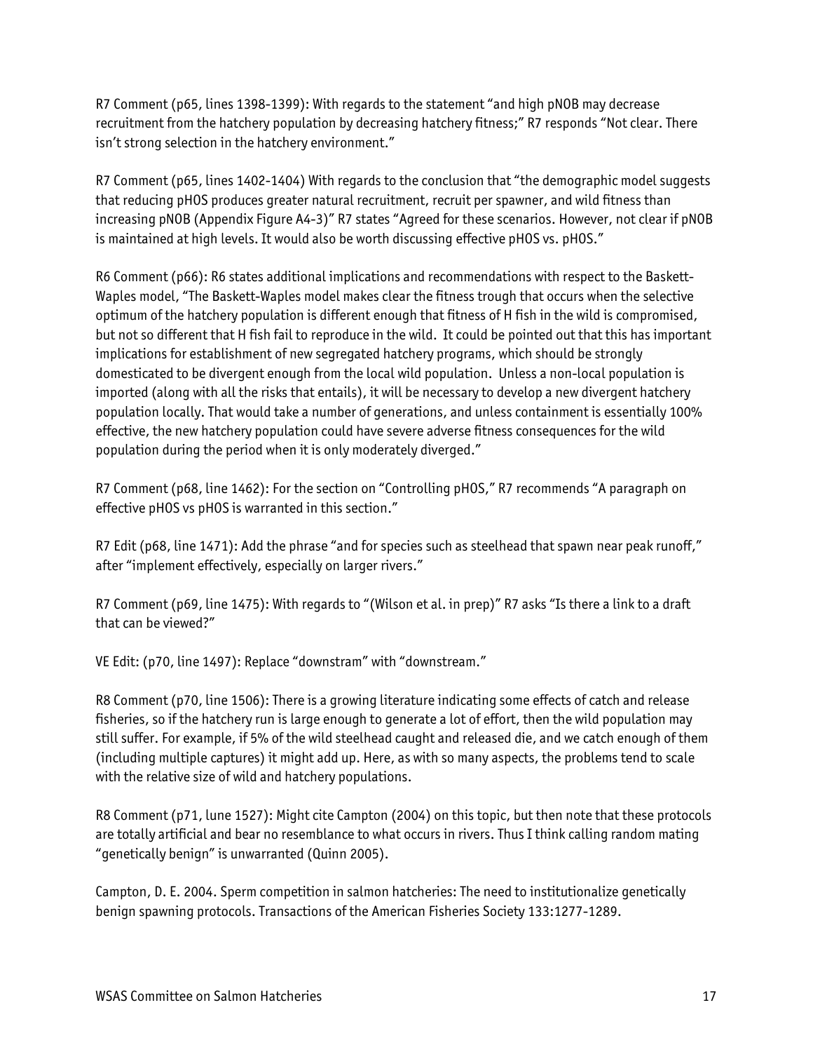R7 Comment (p65, lines 1398-1399): With regards to the statement "and high pNOB may decrease recruitment from the hatchery population by decreasing hatchery fitness;" R7 responds "Not clear. There isn't strong selection in the hatchery environment."

R7 Comment (p65, lines 1402-1404) With regards to the conclusion that "the demographic model suggests that reducing pHOS produces greater natural recruitment, recruit per spawner, and wild fitness than increasing pNOB (Appendix Figure A4-3)" R7 states "Agreed for these scenarios. However, not clear if pNOB is maintained at high levels. It would also be worth discussing effective pHOS vs. pHOS."

R6 Comment (p66): R6 states additional implications and recommendations with respect to the Baskett-Waples model, "The Baskett-Waples model makes clear the fitness trough that occurs when the selective optimum of the hatchery population is different enough that fitness of H fish in the wild is compromised, but not so different that H fish fail to reproduce in the wild. It could be pointed out that this has important implications for establishment of new segregated hatchery programs, which should be strongly domesticated to be divergent enough from the local wild population. Unless a non-local population is imported (along with all the risks that entails), it will be necessary to develop a new divergent hatchery population locally. That would take a number of generations, and unless containment is essentially 100% effective, the new hatchery population could have severe adverse fitness consequences for the wild population during the period when it is only moderately diverged."

R7 Comment (p68, line 1462): For the section on "Controlling pHOS," R7 recommends "A paragraph on effective pHOS vs pHOS is warranted in this section."

R7 Edit (p68, line 1471): Add the phrase "and for species such as steelhead that spawn near peak runoff," after "implement effectively, especially on larger rivers."

R7 Comment (p69, line 1475): With regards to "(Wilson et al. in prep)" R7 asks "Is there a link to a draft that can be viewed?"

VE Edit: (p70, line 1497): Replace "downstram" with "downstream."

R8 Comment (p70, line 1506): There is a growing literature indicating some effects of catch and release fisheries, so if the hatchery run is large enough to generate a lot of effort, then the wild population may still suffer. For example, if 5% of the wild steelhead caught and released die, and we catch enough of them (including multiple captures) it might add up. Here, as with so many aspects, the problems tend to scale with the relative size of wild and hatchery populations.

R8 Comment (p71, lune 1527): Might cite Campton (2004) on this topic, but then note that these protocols are totally artificial and bear no resemblance to what occurs in rivers. Thus I think calling random mating "genetically benign" is unwarranted (Quinn 2005).

Campton, D. E. 2004. Sperm competition in salmon hatcheries: The need to institutionalize genetically benign spawning protocols. Transactions of the American Fisheries Society 133:1277-1289.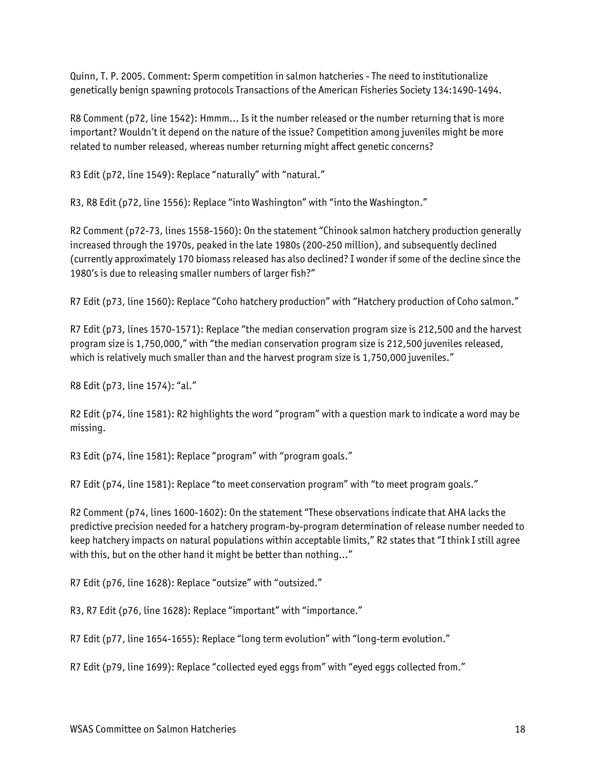Quinn, T. P. 2005. Comment: Sperm competition in salmon hatcheries - The need to institutionalize genetically benign spawning protocols Transactions of the American Fisheries Society 134:1490-1494.

R8 Comment (p72, line 1542): Hmmm… Is it the number released or the number returning that is more important? Wouldn't it depend on the nature of the issue? Competition among juveniles might be more related to number released, whereas number returning might affect genetic concerns?

R3 Edit (p72, line 1549): Replace "naturally" with "natural."

R3, R8 Edit (p72, line 1556): Replace "into Washington" with "into the Washington."

R2 Comment (p72-73, lines 1558-1560): On the statement "Chinook salmon hatchery production generally increased through the 1970s, peaked in the late 1980s (200-250 million), and subsequently declined (currently approximately 170 biomass released has also declined? I wonder if some of the decline since the 1980's is due to releasing smaller numbers of larger fish?"

R7 Edit (p73, line 1560): Replace "Coho hatchery production" with "Hatchery production of Coho salmon."

R7 Edit (p73, lines 1570-1571): Replace "the median conservation program size is 212,500 and the harvest program size is 1,750,000," with "the median conservation program size is 212,500 juveniles released, which is relatively much smaller than and the harvest program size is 1,750,000 juveniles."

R8 Edit (p73, line 1574): "al."

R2 Edit (p74, line 1581): R2 highlights the word "program" with a question mark to indicate a word may be missing.

R3 Edit (p74, line 1581): Replace "program" with "program goals."

R7 Edit (p74, line 1581): Replace "to meet conservation program" with "to meet program goals."

R2 Comment (p74, lines 1600-1602): On the statement "These observations indicate that AHA lacks the predictive precision needed for a hatchery program-by-program determination of release number needed to keep hatchery impacts on natural populations within acceptable limits," R2 states that "I think I still agree with this, but on the other hand it might be better than nothing…"

R7 Edit (p76, line 1628): Replace "outsize" with "outsized."

R3, R7 Edit (p76, line 1628): Replace "important" with "importance."

R7 Edit (p77, line 1654-1655): Replace "long term evolution" with "long-term evolution."

R7 Edit (p79, line 1699): Replace "collected eyed eggs from" with "eyed eggs collected from."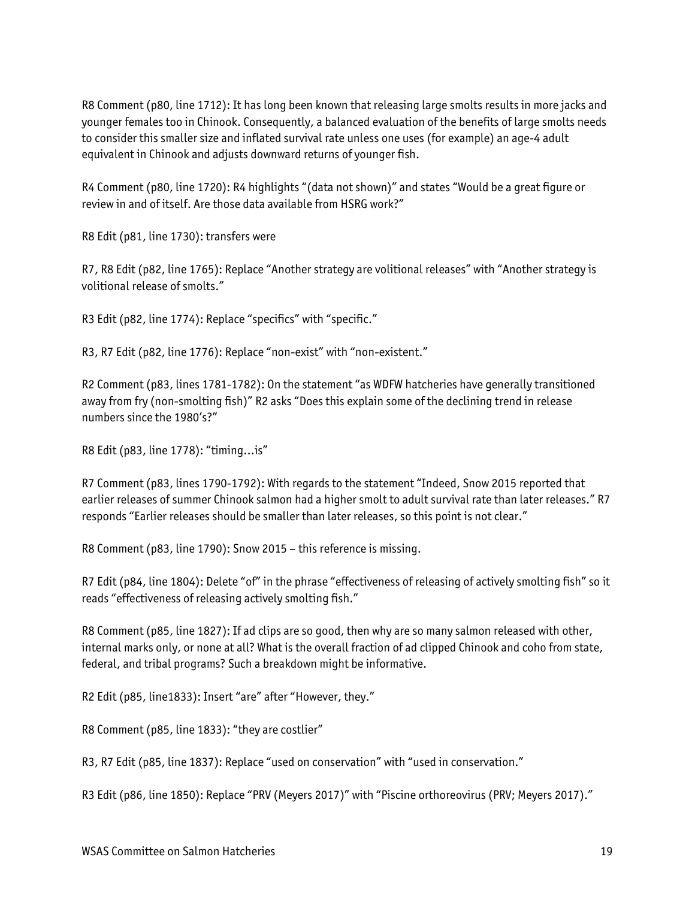R8 Comment (p80, line 1712): It has long been known that releasing large smolts results in more jacks and younger females too in Chinook. Consequently, a balanced evaluation of the benefits of large smolts needs to consider this smaller size and inflated survival rate unless one uses (for example) an age-4 adult equivalent in Chinook and adjusts downward returns of younger fish.

R4 Comment (p80, line 1720): R4 highlights "(data not shown)" and states "Would be a great figure or review in and of itself. Are those data available from HSRG work?"

R8 Edit (p81, line 1730): transfers were

R7, R8 Edit (p82, line 1765): Replace "Another strategy are volitional releases" with "Another strategy is volitional release of smolts."

R3 Edit (p82, line 1774): Replace "specifics" with "specific."

R3, R7 Edit (p82, line 1776): Replace "non-exist" with "non-existent."

R2 Comment (p83, lines 1781-1782): On the statement "as WDFW hatcheries have generally transitioned away from fry (non-smolting fish)" R2 asks "Does this explain some of the declining trend in release numbers since the 1980's?"

R8 Edit (p83, line 1778): "timing…is"

R7 Comment (p83, lines 1790-1792): With regards to the statement "Indeed, Snow 2015 reported that earlier releases of summer Chinook salmon had a higher smolt to adult survival rate than later releases." R7 responds "Earlier releases should be smaller than later releases, so this point is not clear."

R8 Comment (p83, line 1790): Snow 2015 – this reference is missing.

R7 Edit (p84, line 1804): Delete "of" in the phrase "effectiveness of releasing of actively smolting fish" so it reads "effectiveness of releasing actively smolting fish."

R8 Comment (p85, line 1827): If ad clips are so good, then why are so many salmon released with other, internal marks only, or none at all? What is the overall fraction of ad clipped Chinook and coho from state, federal, and tribal programs? Such a breakdown might be informative.

R2 Edit (p85, line1833): Insert "are" after "However, they."

R8 Comment (p85, line 1833): "they are costlier"

R3, R7 Edit (p85, line 1837): Replace "used on conservation" with "used in conservation."

R3 Edit (p86, line 1850): Replace "PRV (Meyers 2017)" with "Piscine orthoreovirus (PRV; Meyers 2017)."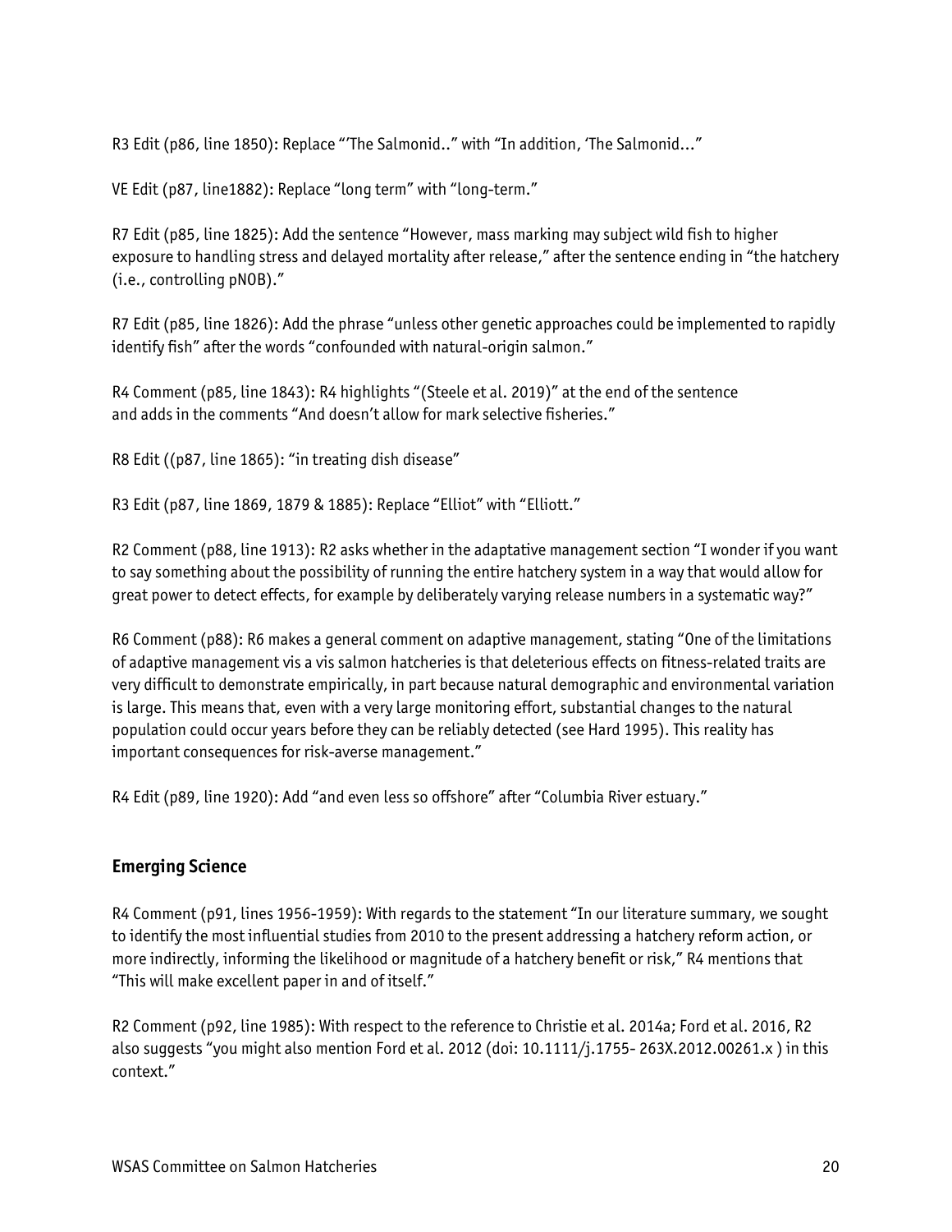R3 Edit (p86, line 1850): Replace "'The Salmonid.." with "In addition, 'The Salmonid…"

VE Edit (p87, line1882): Replace "long term" with "long-term."

R7 Edit (p85, line 1825): Add the sentence "However, mass marking may subject wild fish to higher exposure to handling stress and delayed mortality after release," after the sentence ending in "the hatchery (i.e., controlling pNOB)."

R7 Edit (p85, line 1826): Add the phrase "unless other genetic approaches could be implemented to rapidly identify fish" after the words "confounded with natural-origin salmon."

R4 Comment (p85, line 1843): R4 highlights "(Steele et al. 2019)" at the end of the sentence and adds in the comments "And doesn't allow for mark selective fisheries."

R8 Edit ((p87, line 1865): "in treating dish disease"

R3 Edit (p87, line 1869, 1879 & 1885): Replace "Elliot" with "Elliott."

R2 Comment (p88, line 1913): R2 asks whether in the adaptative management section "I wonder if you want to say something about the possibility of running the entire hatchery system in a way that would allow for great power to detect effects, for example by deliberately varying release numbers in a systematic way?"

R6 Comment (p88): R6 makes a general comment on adaptive management, stating "One of the limitations of adaptive management vis a vis salmon hatcheries is that deleterious effects on fitness-related traits are very difficult to demonstrate empirically, in part because natural demographic and environmental variation is large. This means that, even with a very large monitoring effort, substantial changes to the natural population could occur years before they can be reliably detected (see Hard 1995). This reality has important consequences for risk-averse management."

R4 Edit (p89, line 1920): Add "and even less so offshore" after "Columbia River estuary."

## Emerging Science

R4 Comment (p91, lines 1956-1959): With regards to the statement "In our literature summary, we sought to identify the most influential studies from 2010 to the present addressing a hatchery reform action, or more indirectly, informing the likelihood or magnitude of a hatchery benefit or risk," R4 mentions that "This will make excellent paper in and of itself."

R2 Comment (p92, line 1985): With respect to the reference to Christie et al. 2014a; Ford et al. 2016, R2 also suggests "you might also mention Ford et al. 2012 (doi: 10.1111/j.1755- 263X.2012.00261.x ) in this context."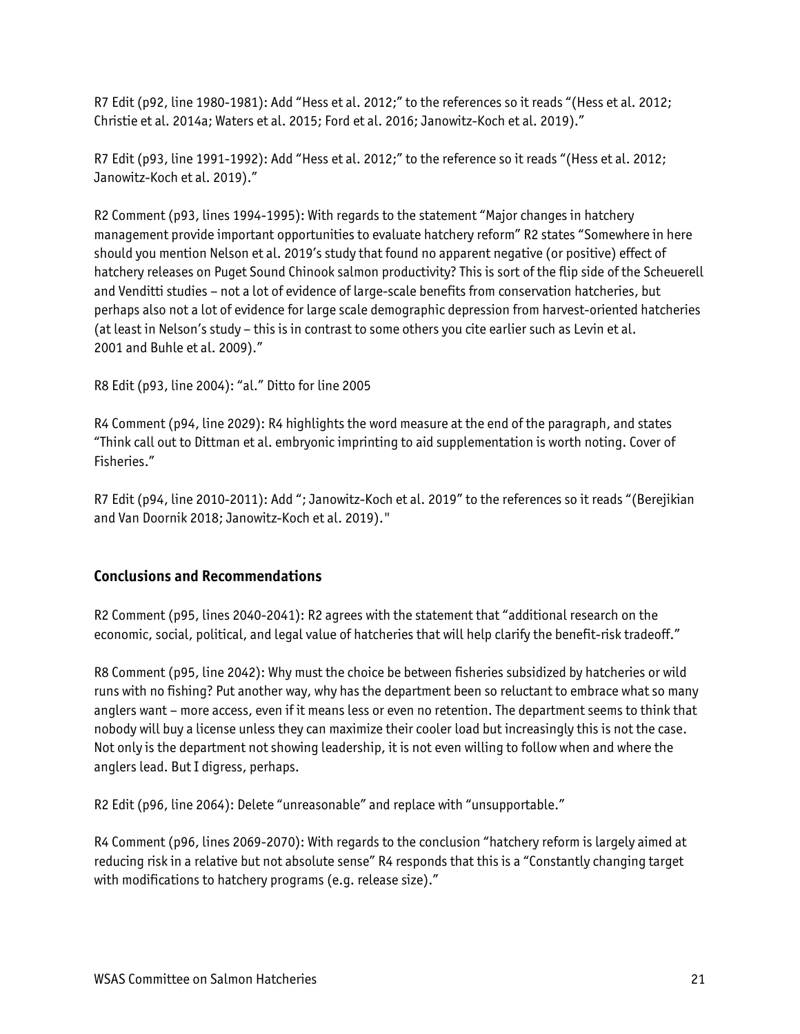R7 Edit (p92, line 1980-1981): Add "Hess et al. 2012;" to the references so it reads "(Hess et al. 2012; Christie et al. 2014a; Waters et al. 2015; Ford et al. 2016; Janowitz-Koch et al. 2019)."

R7 Edit (p93, line 1991-1992): Add "Hess et al. 2012;" to the reference so it reads "(Hess et al. 2012; Janowitz-Koch et al. 2019)."

R2 Comment (p93, lines 1994-1995): With regards to the statement "Major changes in hatchery management provide important opportunities to evaluate hatchery reform" R2 states "Somewhere in here should you mention Nelson et al. 2019's study that found no apparent negative (or positive) effect of hatchery releases on Puget Sound Chinook salmon productivity? This is sort of the flip side of the Scheuerell and Venditti studies – not a lot of evidence of large-scale benefits from conservation hatcheries, but perhaps also not a lot of evidence for large scale demographic depression from harvest-oriented hatcheries (at least in Nelson's study – this is in contrast to some others you cite earlier such as Levin et al. 2001 and Buhle et al. 2009)."

R8 Edit (p93, line 2004): "al." Ditto for line 2005

R4 Comment (p94, line 2029): R4 highlights the word measure at the end of the paragraph, and states "Think call out to Dittman et al. embryonic imprinting to aid supplementation is worth noting. Cover of Fisheries."

R7 Edit (p94, line 2010-2011): Add "; Janowitz-Koch et al. 2019" to the references so it reads "(Berejikian and Van Doornik 2018; Janowitz-Koch et al. 2019)."

## Conclusions and Recommendations

R2 Comment (p95, lines 2040-2041): R2 agrees with the statement that "additional research on the economic, social, political, and legal value of hatcheries that will help clarify the benefit-risk tradeoff."

R8 Comment (p95, line 2042): Why must the choice be between fisheries subsidized by hatcheries or wild runs with no fishing? Put another way, why has the department been so reluctant to embrace what so many anglers want – more access, even if it means less or even no retention. The department seems to think that nobody will buy a license unless they can maximize their cooler load but increasingly this is not the case. Not only is the department not showing leadership, it is not even willing to follow when and where the anglers lead. But I digress, perhaps.

R2 Edit (p96, line 2064): Delete "unreasonable" and replace with "unsupportable."

R4 Comment (p96, lines 2069-2070): With regards to the conclusion "hatchery reform is largely aimed at reducing risk in a relative but not absolute sense" R4 responds that this is a "Constantly changing target with modifications to hatchery programs (e.g. release size)."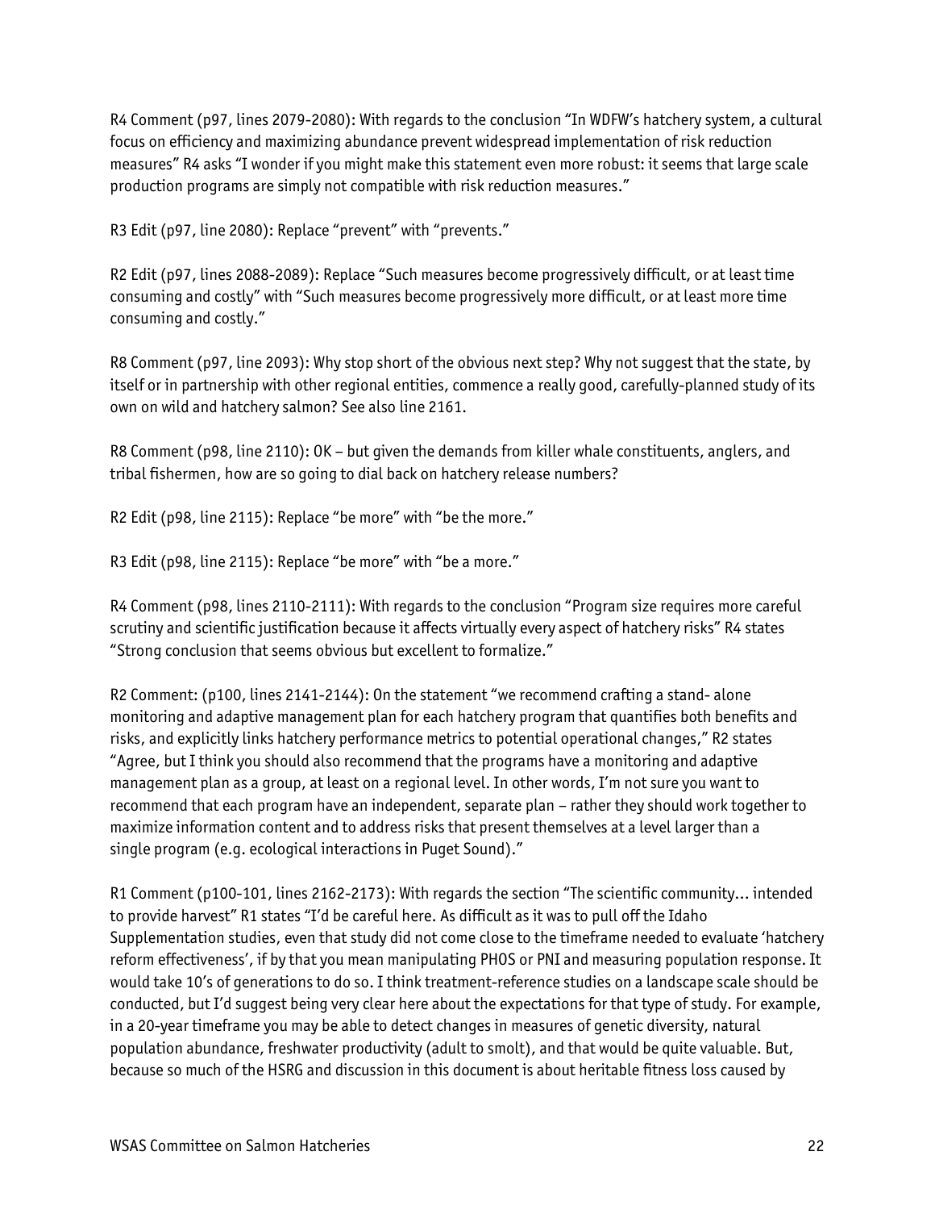R4 Comment (p97, lines 2079-2080): With regards to the conclusion "In WDFW's hatchery system, a cultural focus on efficiency and maximizing abundance prevent widespread implementation of risk reduction measures" R4 asks "I wonder if you might make this statement even more robust: it seems that large scale production programs are simply not compatible with risk reduction measures."

R3 Edit (p97, line 2080): Replace "prevent" with "prevents."

R2 Edit (p97, lines 2088-2089): Replace "Such measures become progressively difficult, or at least time consuming and costly" with "Such measures become progressively more difficult, or at least more time consuming and costly."

R8 Comment (p97, line 2093): Why stop short of the obvious next step? Why not suggest that the state, by itself or in partnership with other regional entities, commence a really good, carefully-planned study of its own on wild and hatchery salmon? See also line 2161.

R8 Comment (p98, line 2110): OK – but given the demands from killer whale constituents, anglers, and tribal fishermen, how are so going to dial back on hatchery release numbers?

R2 Edit (p98, line 2115): Replace "be more" with "be the more."

R3 Edit (p98, line 2115): Replace "be more" with "be a more."

R4 Comment (p98, lines 2110-2111): With regards to the conclusion "Program size requires more careful scrutiny and scientific justification because it affects virtually every aspect of hatchery risks" R4 states "Strong conclusion that seems obvious but excellent to formalize."

R2 Comment: (p100, lines 2141-2144): On the statement "we recommend crafting a stand- alone monitoring and adaptive management plan for each hatchery program that quantifies both benefits and risks, and explicitly links hatchery performance metrics to potential operational changes," R2 states "Agree, but I think you should also recommend that the programs have a monitoring and adaptive management plan as a group, at least on a regional level. In other words, I'm not sure you want to recommend that each program have an independent, separate plan – rather they should work together to maximize information content and to address risks that present themselves at a level larger than a single program (e.g. ecological interactions in Puget Sound)."

R1 Comment (p100-101, lines 2162-2173): With regards the section "The scientific community… intended to provide harvest" R1 states "I'd be careful here. As difficult as it was to pull off the Idaho Supplementation studies, even that study did not come close to the timeframe needed to evaluate 'hatchery reform effectiveness', if by that you mean manipulating PHOS or PNI and measuring population response. It would take 10's of generations to do so. I think treatment-reference studies on a landscape scale should be conducted, but I'd suggest being very clear here about the expectations for that type of study. For example, in a 20-year timeframe you may be able to detect changes in measures of genetic diversity, natural population abundance, freshwater productivity (adult to smolt), and that would be quite valuable. But, because so much of the HSRG and discussion in this document is about heritable fitness loss caused by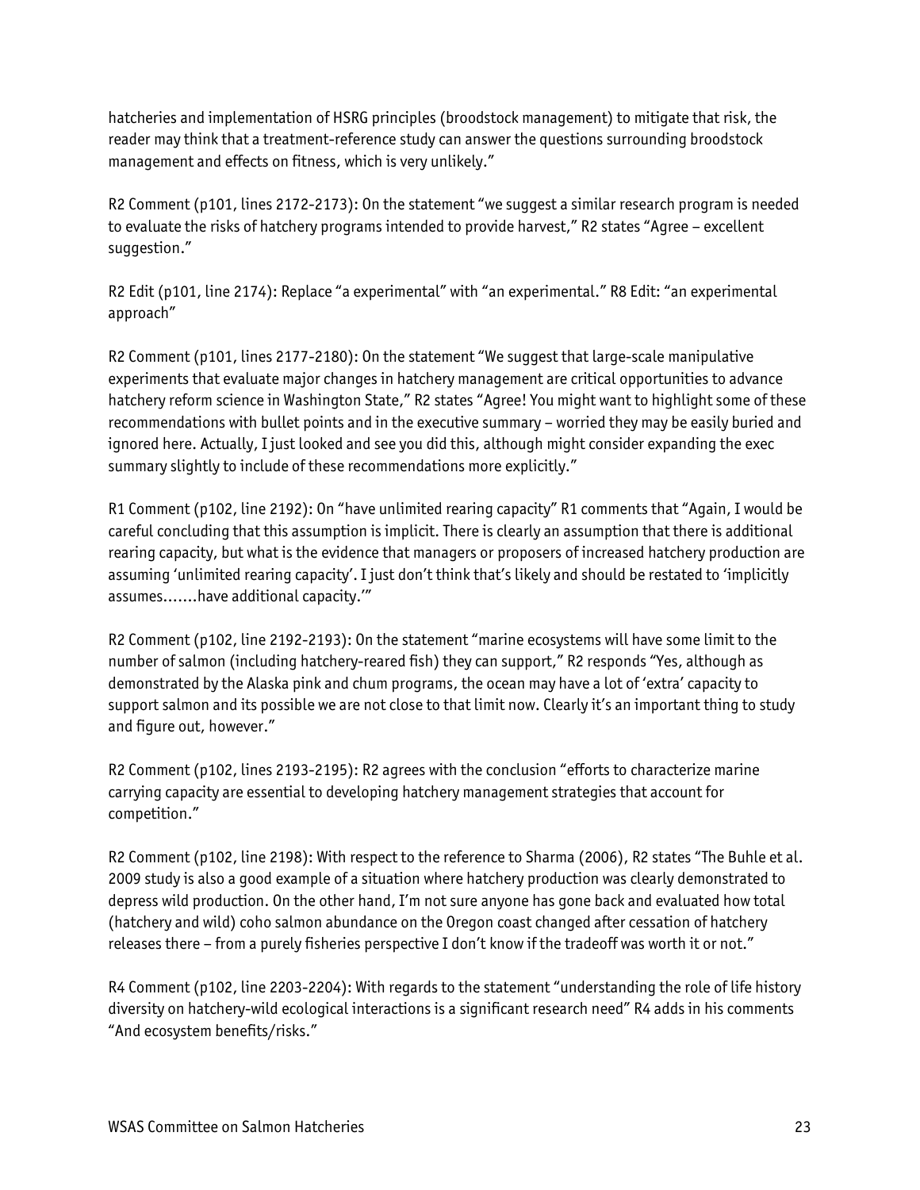hatcheries and implementation of HSRG principles (broodstock management) to mitigate that risk, the reader may think that a treatment-reference study can answer the questions surrounding broodstock management and effects on fitness, which is very unlikely."

R2 Comment (p101, lines 2172-2173): On the statement "we suggest a similar research program is needed to evaluate the risks of hatchery programs intended to provide harvest," R2 states "Agree – excellent suggestion."

R2 Edit (p101, line 2174): Replace "a experimental" with "an experimental." R8 Edit: "an experimental approach"

R2 Comment (p101, lines 2177-2180): On the statement "We suggest that large-scale manipulative experiments that evaluate major changes in hatchery management are critical opportunities to advance hatchery reform science in Washington State," R2 states "Agree! You might want to highlight some of these recommendations with bullet points and in the executive summary – worried they may be easily buried and ignored here. Actually, I just looked and see you did this, although might consider expanding the exec summary slightly to include of these recommendations more explicitly."

R1 Comment (p102, line 2192): On "have unlimited rearing capacity" R1 comments that "Again, I would be careful concluding that this assumption is implicit. There is clearly an assumption that there is additional rearing capacity, but what is the evidence that managers or proposers of increased hatchery production are assuming 'unlimited rearing capacity'. I just don't think that's likely and should be restated to 'implicitly assumes…….have additional capacity.'"

R2 Comment (p102, line 2192-2193): On the statement "marine ecosystems will have some limit to the number of salmon (including hatchery-reared fish) they can support," R2 responds "Yes, although as demonstrated by the Alaska pink and chum programs, the ocean may have a lot of 'extra' capacity to support salmon and its possible we are not close to that limit now. Clearly it's an important thing to study and figure out, however."

R2 Comment (p102, lines 2193-2195): R2 agrees with the conclusion "efforts to characterize marine carrying capacity are essential to developing hatchery management strategies that account for competition."

R2 Comment (p102, line 2198): With respect to the reference to Sharma (2006), R2 states "The Buhle et al. 2009 study is also a good example of a situation where hatchery production was clearly demonstrated to depress wild production. On the other hand, I'm not sure anyone has gone back and evaluated how total (hatchery and wild) coho salmon abundance on the Oregon coast changed after cessation of hatchery releases there – from a purely fisheries perspective I don't know if the tradeoff was worth it or not."

R4 Comment (p102, line 2203-2204): With regards to the statement "understanding the role of life history diversity on hatchery-wild ecological interactions is a significant research need" R4 adds in his comments "And ecosystem benefits/risks."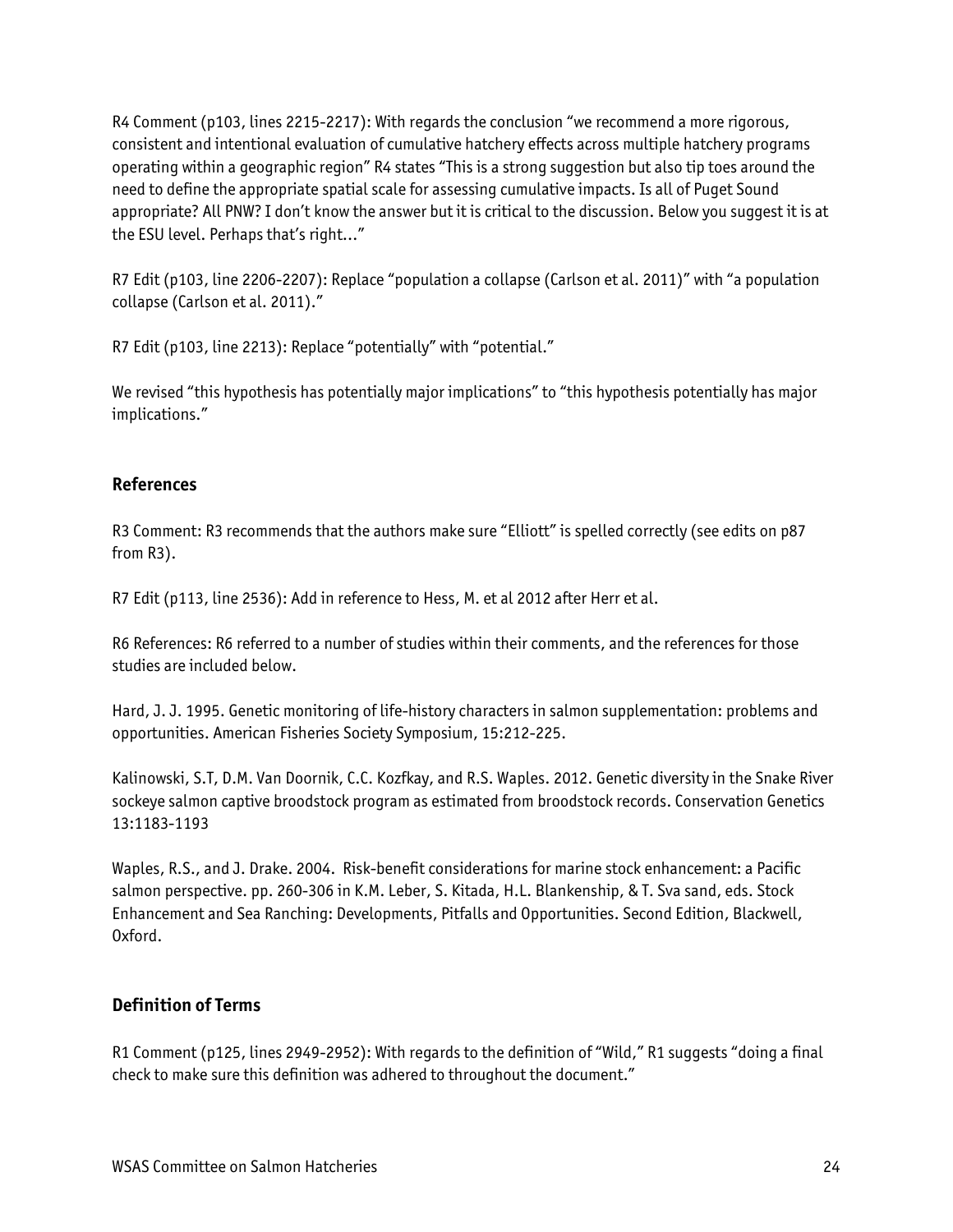R4 Comment (p103, lines 2215-2217): With regards the conclusion "we recommend a more rigorous, consistent and intentional evaluation of cumulative hatchery effects across multiple hatchery programs operating within a geographic region" R4 states "This is a strong suggestion but also tip toes around the need to define the appropriate spatial scale for assessing cumulative impacts. Is all of Puget Sound appropriate? All PNW? I don't know the answer but it is critical to the discussion. Below you suggest it is at the ESU level. Perhaps that's right…"

R7 Edit (p103, line 2206-2207): Replace "population a collapse (Carlson et al. 2011)" with "a population collapse (Carlson et al. 2011)."

R7 Edit (p103, line 2213): Replace "potentially" with "potential."

We revised "this hypothesis has potentially major implications" to "this hypothesis potentially has major implications."

## References

R3 Comment: R3 recommends that the authors make sure "Elliott" is spelled correctly (see edits on p87 from R3).

R7 Edit (p113, line 2536): Add in reference to Hess, M. et al 2012 after Herr et al.

R6 References: R6 referred to a number of studies within their comments, and the references for those studies are included below.

Hard, J. J. 1995. Genetic monitoring of life-history characters in salmon supplementation: problems and opportunities. American Fisheries Society Symposium, 15:212-225.

Kalinowski, S.T, D.M. Van Doornik, C.C. Kozfkay, and R.S. Waples. 2012. Genetic diversity in the Snake River sockeye salmon captive broodstock program as estimated from broodstock records. Conservation Genetics 13:1183-1193

Waples, R.S., and J. Drake. 2004. Risk-benefit considerations for marine stock enhancement: a Pacific salmon perspective. pp. 260-306 in K.M. Leber, S. Kitada, H.L. Blankenship, & T. Sva sand, eds. Stock Enhancement and Sea Ranching: Developments, Pitfalls and Opportunities. Second Edition, Blackwell, Oxford.

## Definition of Terms

R1 Comment (p125, lines 2949-2952): With regards to the definition of "Wild," R1 suggests "doing a final check to make sure this definition was adhered to throughout the document."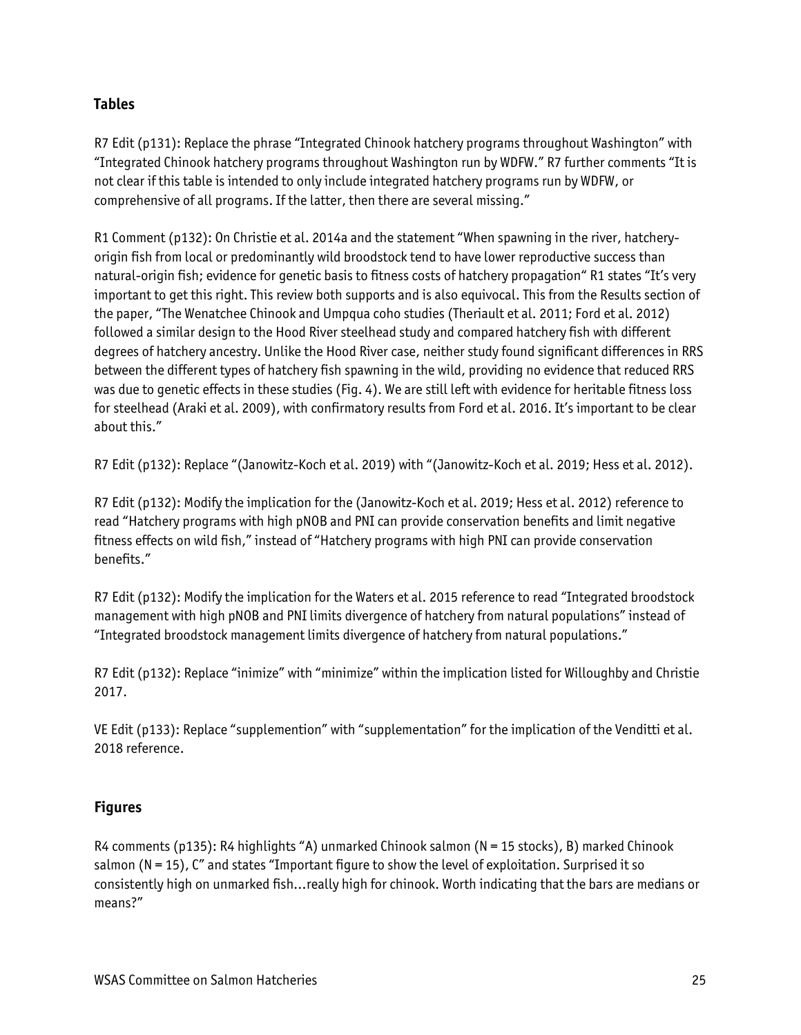## Tables

R7 Edit (p131): Replace the phrase "Integrated Chinook hatchery programs throughout Washington" with "Integrated Chinook hatchery programs throughout Washington run by WDFW." R7 further comments "It is not clear if this table is intended to only include integrated hatchery programs run by WDFW, or comprehensive of all programs. If the latter, then there are several missing."

R1 Comment (p132): On Christie et al. 2014a and the statement "When spawning in the river, hatchery-origin fish from local or predominantly wild broodstock tend to have lower reproductive success than natural-origin fish; evidence for genetic basis to fitness costs of hatchery propagation" R1 states "It's very important to get this right. This review both supports and is also equivocal. This from the Results section of the paper, "The Wenatchee Chinook and Umpqua coho studies (Theriault et al. 2011; Ford et al. 2012) followed a similar design to the Hood River steelhead study and compared hatchery fish with different degrees of hatchery ancestry. Unlike the Hood River case, neither study found significant differences in RRS between the different types of hatchery fish spawning in the wild, providing no evidence that reduced RRS was due to genetic effects in these studies (Fig. 4). We are still left with evidence for heritable fitness loss for steelhead (Araki et al. 2009), with confirmatory results from Ford et al. 2016. It's important to be clear about this."

R7 Edit (p132): Replace "(Janowitz-Koch et al. 2019) with "(Janowitz-Koch et al. 2019; Hess et al. 2012).

R7 Edit (p132): Modify the implication for the (Janowitz-Koch et al. 2019; Hess et al. 2012) reference to read "Hatchery programs with high pNOB and PNI can provide conservation benefits and limit negative fitness effects on wild fish," instead of "Hatchery programs with high PNI can provide conservation benefits."

R7 Edit (p132): Modify the implication for the Waters et al. 2015 reference to read "Integrated broodstock management with high pNOB and PNI limits divergence of hatchery from natural populations" instead of "Integrated broodstock management limits divergence of hatchery from natural populations."

R7 Edit (p132): Replace "inimize" with "minimize" within the implication listed for Willoughby and Christie 2017.

VE Edit (p133): Replace "supplemention" with "supplementation" for the implication of the Venditti et al. 2018 reference.

## Figures

R4 comments (p135): R4 highlights "A) unmarked Chinook salmon (N = 15 stocks), B) marked Chinook salmon (N = 15), C" and states "Important figure to show the level of exploitation. Surprised it so consistently high on unmarked fish…really high for chinook. Worth indicating that the bars are medians or means?"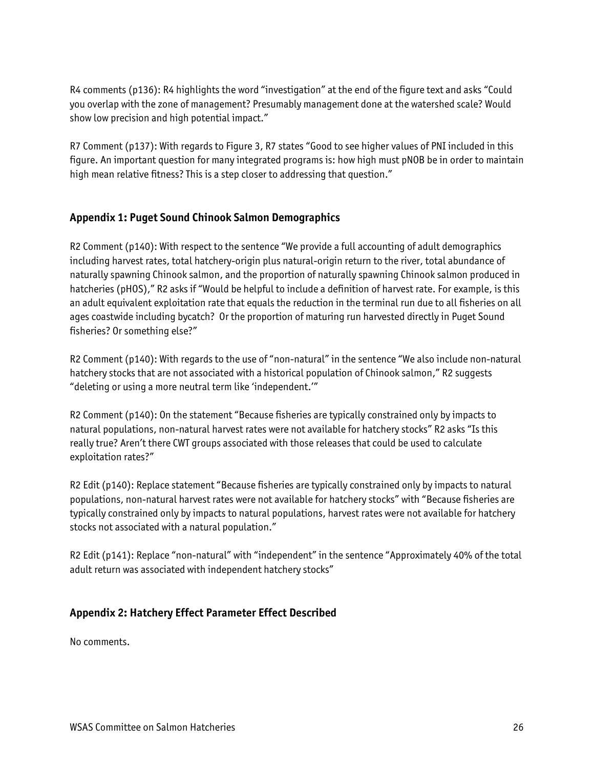R4 comments (p136): R4 highlights the word "investigation" at the end of the figure text and asks "Could you overlap with the zone of management? Presumably management done at the watershed scale? Would show low precision and high potential impact."

R7 Comment (p137): With regards to Figure 3, R7 states "Good to see higher values of PNI included in this figure. An important question for many integrated programs is: how high must pNOB be in order to maintain high mean relative fitness? This is a step closer to addressing that question."

## Appendix 1: Puget Sound Chinook Salmon Demographics

R2 Comment (p140): With respect to the sentence "We provide a full accounting of adult demographics including harvest rates, total hatchery-origin plus natural-origin return to the river, total abundance of naturally spawning Chinook salmon, and the proportion of naturally spawning Chinook salmon produced in hatcheries (pHOS)," R2 asks if "Would be helpful to include a definition of harvest rate. For example, is this an adult equivalent exploitation rate that equals the reduction in the terminal run due to all fisheries on all ages coastwide including bycatch? Or the proportion of maturing run harvested directly in Puget Sound fisheries? Or something else?"

R2 Comment (p140): With regards to the use of "non-natural" in the sentence "We also include non-natural hatchery stocks that are not associated with a historical population of Chinook salmon," R2 suggests "deleting or using a more neutral term like 'independent.'"

R2 Comment (p140): On the statement "Because fisheries are typically constrained only by impacts to natural populations, non-natural harvest rates were not available for hatchery stocks" R2 asks "Is this really true? Aren't there CWT groups associated with those releases that could be used to calculate exploitation rates?"

R2 Edit (p140): Replace statement "Because fisheries are typically constrained only by impacts to natural populations, non-natural harvest rates were not available for hatchery stocks" with "Because fisheries are typically constrained only by impacts to natural populations, harvest rates were not available for hatchery stocks not associated with a natural population."

R2 Edit (p141): Replace "non-natural" with "independent" in the sentence "Approximately 40% of the total adult return was associated with independent hatchery stocks"

## Appendix 2: Hatchery Effect Parameter Effect Described

No comments.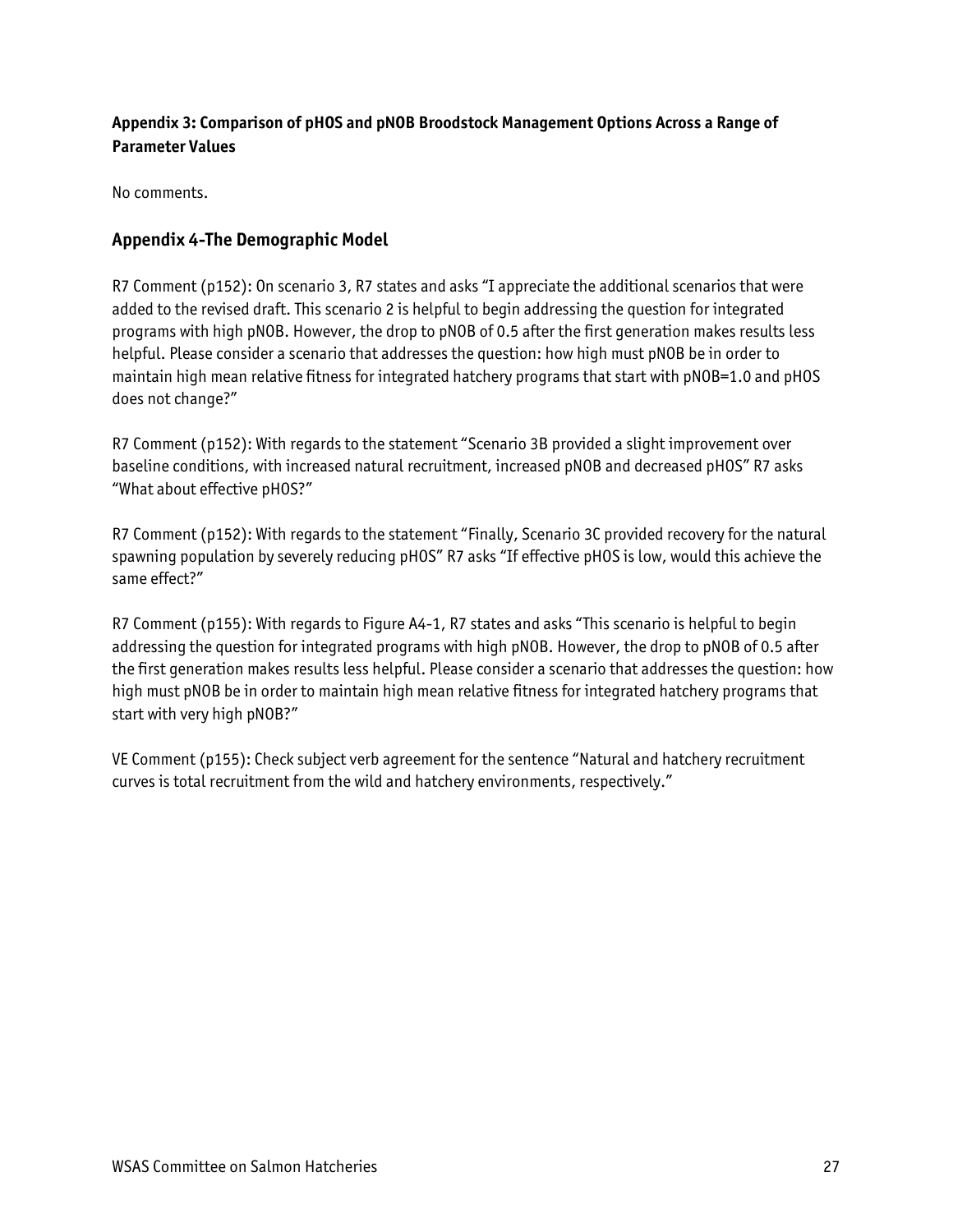### Appendix 3: Comparison of pHOS and pNOB Broodstock Management Options Across a Range of Parameter Values

No comments.

## Appendix 4-The Demographic Model

R7 Comment (p152): On scenario 3, R7 states and asks "I appreciate the additional scenarios that were added to the revised draft. This scenario 2 is helpful to begin addressing the question for integrated programs with high pNOB. However, the drop to pNOB of 0.5 after the first generation makes results less helpful. Please consider a scenario that addresses the question: how high must pNOB be in order to maintain high mean relative fitness for integrated hatchery programs that start with pNOB=1.0 and pHOS does not change?"

R7 Comment (p152): With regards to the statement "Scenario 3B provided a slight improvement over baseline conditions, with increased natural recruitment, increased pNOB and decreased pHOS" R7 asks "What about effective pHOS?"

R7 Comment (p152): With regards to the statement "Finally, Scenario 3C provided recovery for the natural spawning population by severely reducing pHOS" R7 asks "If effective pHOS is low, would this achieve the same effect?"

R7 Comment (p155): With regards to Figure A4-1, R7 states and asks "This scenario is helpful to begin addressing the question for integrated programs with high pNOB. However, the drop to pNOB of 0.5 after the first generation makes results less helpful. Please consider a scenario that addresses the question: how high must pNOB be in order to maintain high mean relative fitness for integrated hatchery programs that start with very high pNOB?"

VE Comment (p155): Check subject verb agreement for the sentence "Natural and hatchery recruitment curves is total recruitment from the wild and hatchery environments, respectively."